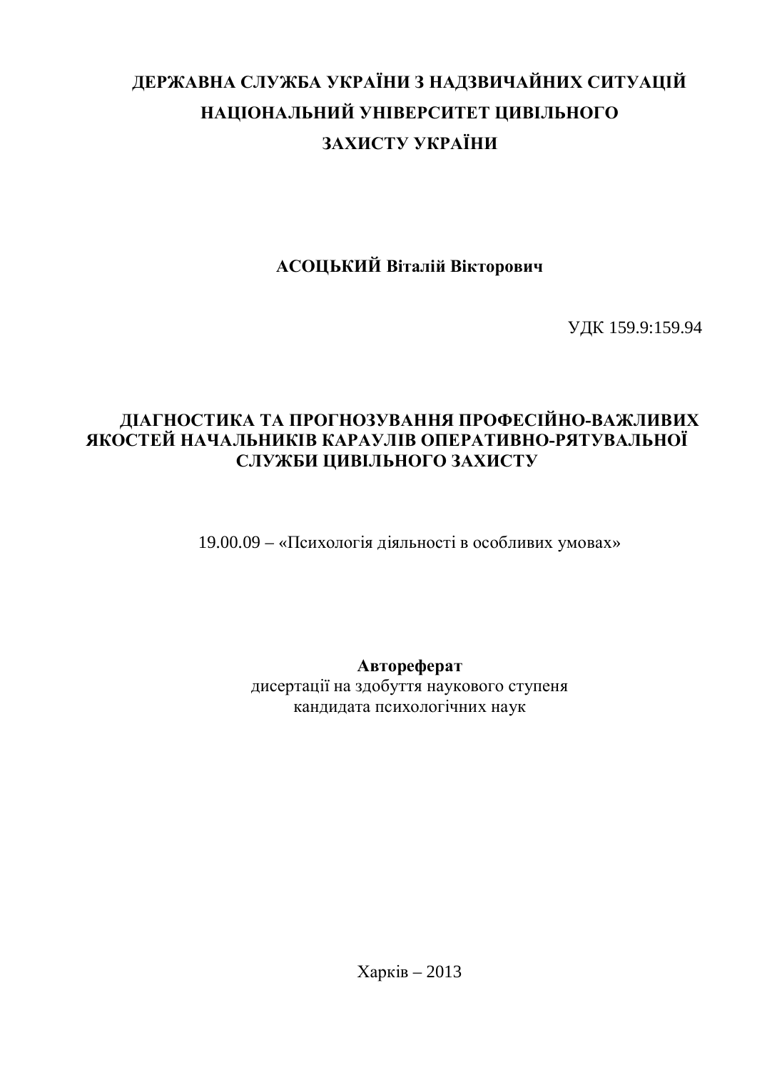**ДЕРЖАВНА СЛУЖБА УКРАЇНИ З НАДЗВИЧАЙНИХ СИТУАЦІЙ**

**НАЦІОНАЛЬНИЙ УНІВЕРСИТЕТ ЦИВІЛЬНОГО ЗАХИСТУ УКРАЇНИ**

**АСОЦЬКИЙ Віталій Вікторович**

УДК 159.9:159.94

# ДІАГНОСТИКА ТА ПРОГНОЗУВАННЯ ПРОФЕСІЙНО-ВАЖЛИВИХ ЯКОСТЕЙ НАЧАЛЬНИКІВ КАРАУЛІВ ОПЕРАТИВНО-РЯТУВАЛЬНОЇ СЛУЖБИ ЦИВІЛЬНОГО ЗАХИСТУ

19.00.09 – «Психологія діяльності в особливих умовах»

**Автореферат**

дисертації на здобуття наукового ступеня
кандидата психологічних наук

Харків – 2013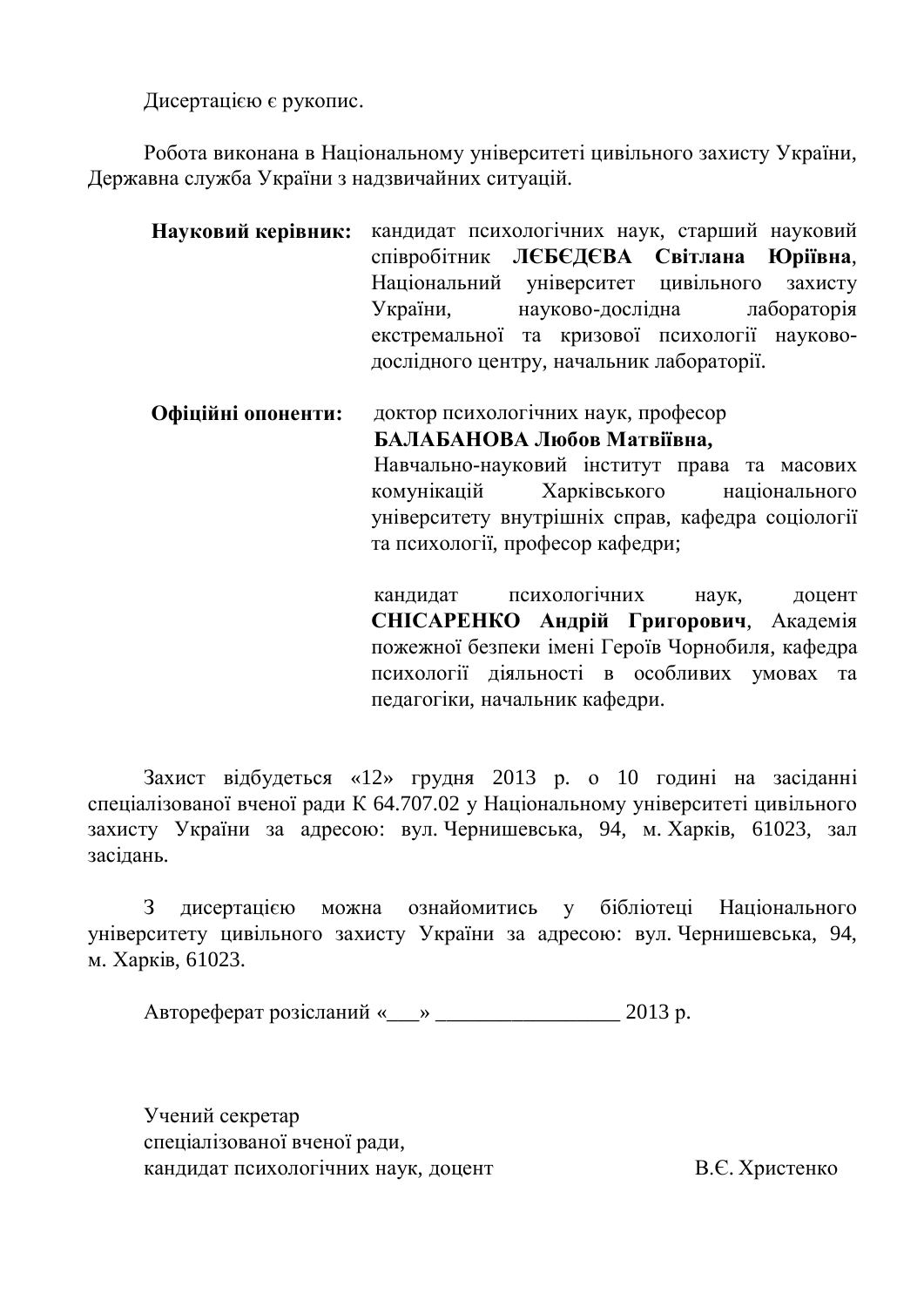Дисертацією є рукопис.

Робота виконана в Національному університеті цивільного захисту України, Державна служба України з надзвичайних ситуацій.

**Науковий керівник:** кандидат психологічних наук, старший науковий співробітник **ЛЄБЄДЄВА Світлана Юріївна**, Національний університет цивільного захисту України, науково-дослідна лабораторія екстремальної та кризової психології науково-дослідного центру, начальник лабораторії.

**Офіційні опоненти:** доктор психологічних наук, професор **БАЛАБАНОВА Любов Матвіївна,** Навчально-науковий інститут права та масових комунікацій Харківського національного університету внутрішніх справ, кафедра соціології та психології, професор кафедри;

кандидат психологічних наук, доцент **СНІСАРЕНКО Андрій Григорович**, Академія пожежної безпеки імені Героїв Чорнобиля, кафедра психології діяльності в особливих умовах та педагогіки, начальник кафедри.

Захист відбудеться «12» грудня 2013 р. о 10 годині на засіданні спеціалізованої вченої ради К 64.707.02 у Національному університеті цивільного захисту України за адресою: вул. Чернишевська, 94, м. Харків, 61023, зал засідань.

З дисертацією можна ознайомитись у бібліотеці Національного університету цивільного захисту України за адресою: вул. Чернишевська, 94, м. Харків, 61023.

Автореферат розісланий «___» ________________ 2013 р.

Учений секретар
спеціалізованої вченої ради,
кандидат психологічних наук, доцент В.Є. Христенко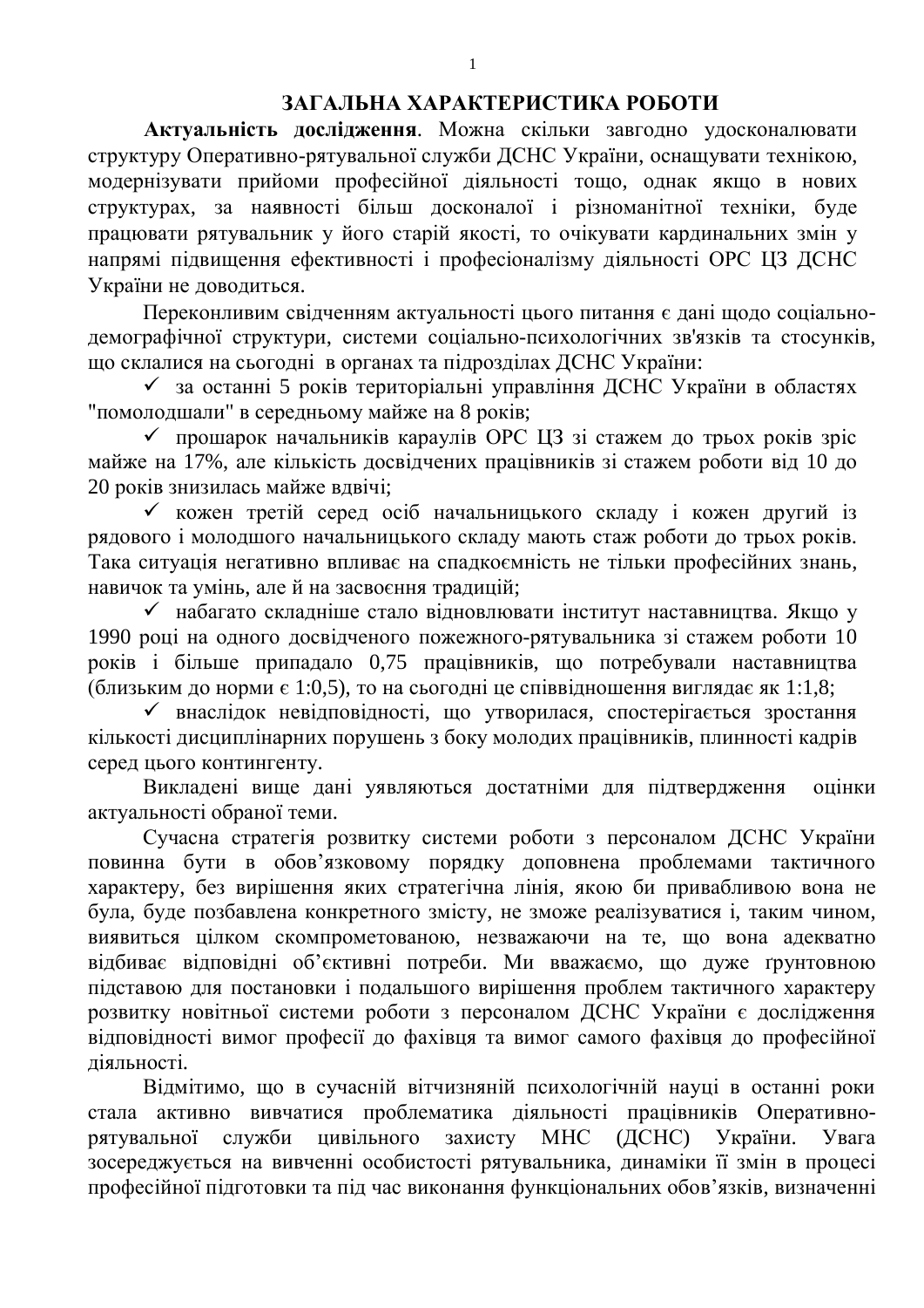## ЗАГАЛЬНА ХАРАКТЕРИСТИКА РОБОТИ

**Актуальність дослідження**. Можна скільки завгодно удосконалювати структуру Оперативно-рятувальної служби ДСНС України, оснащувати технікою, модернізувати прийоми професійної діяльності тощо, однак якщо в нових структурах, за наявності більш досконалої і різноманітної техніки, буде працювати рятувальник у його старій якості, то очікувати кардинальних змін у напрямі підвищення ефективності і професіоналізму діяльності ОРС ЦЗ ДСНС України не доводиться.

Переконливим свідченням актуальності цього питання є дані щодо соціально-демографічної структури, системи соціально-психологічних зв'язків та стосунків, що склалися на сьогодні в органах та підрозділах ДСНС України:

- ✓ за останні 5 років територіальні управління ДСНС України в областях "помолодшали" в середньому майже на 8 років;
- ✓ прошарок начальників караулів ОРС ЦЗ зі стажем до трьох років зріс майже на 17%, але кількість досвідчених працівників зі стажем роботи від 10 до 20 років знизилась майже вдвічі;
- ✓ кожен третій серед осіб начальницького складу і кожен другий із рядового і молодшого начальницького складу мають стаж роботи до трьох років. Така ситуація негативно впливає на спадкоємність не тільки професійних знань, навичок та умінь, але й на засвоєння традицій;
- ✓ набагато складніше стало відновлювати інститут наставництва. Якщо у 1990 році на одного досвідченого пожежного-рятувальника зі стажем роботи 10 років і більше припадало 0,75 працівників, що потребували наставництва (близьким до норми є 1:0,5), то на сьогодні це співвідношення виглядає як 1:1,8;
- ✓ внаслідок невідповідності, що утворилася, спостерігається зростання кількості дисциплінарних порушень з боку молодих працівників, плинності кадрів серед цього контингенту.

Викладені вище дані уявляються достатніми для підтвердження оцінки актуальності обраної теми.

Сучасна стратегія розвитку системи роботи з персоналом ДСНС України повинна бути в обов'язковому порядку доповнена проблемами тактичного характеру, без вирішення яких стратегічна лінія, якою би привабливою вона не була, буде позбавлена конкретного змісту, не зможе реалізуватися і, таким чином, виявиться цілком скомпрометованою, незважаючи на те, що вона адекватно відбиває відповідні об'єктивні потреби. Ми вважаємо, що дуже ґрунтовною підставою для постановки і подальшого вирішення проблем тактичного характеру розвитку новітньої системи роботи з персоналом ДСНС України є дослідження відповідності вимог професії до фахівця та вимог самого фахівця до професійної діяльності.

Відмітимо, що в сучасній вітчизняній психологічній науці в останні роки стала активно вивчатися проблематика діяльності працівників Оперативно-рятувальної служби цивільного захисту МНС (ДСНС) України. Увага зосереджується на вивченні особистості рятувальника, динаміки її змін в процесі професійної підготовки та під час виконання функціональних обов'язків, визначенні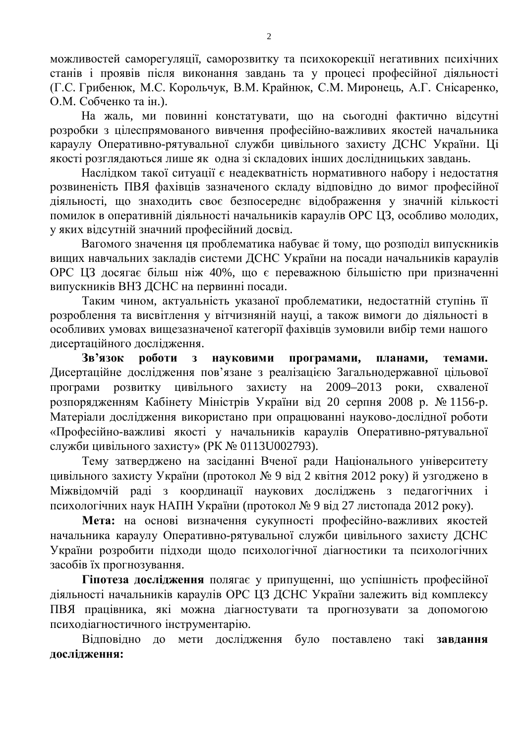можливостей саморегуляції, саморозвитку та психокорекції негативних психічних станів і проявів після виконання завдань та у процесі професійної діяльності (Г.С. Грибенюк, М.С. Корольчук, В.М. Крайнюк, С.М. Миронець, А.Г. Снісаренко, О.М. Собченко та ін.).

На жаль, ми повинні констатувати, що на сьогодні фактично відсутні розробки з цілеспрямованого вивчення професійно-важливих якостей начальника караулу Оперативно-рятувальної служби цивільного захисту ДСНС України. Ці якості розглядаються лише як одна зі складових інших дослідницьких завдань.

Наслідком такої ситуації є неадекватність нормативного набору і недостатня розвиненість ПВЯ фахівців зазначеного складу відповідно до вимог професійної діяльності, що знаходить своє безпосереднє відображення у значній кількості помилок в оперативній діяльності начальників караулів ОРС ЦЗ, особливо молодих, у яких відсутній значний професійний досвід.

Вагомого значення ця проблематика набуває й тому, що розподіл випускників вищих навчальних закладів системи ДСНС України на посади начальників караулів ОРС ЦЗ досягає більш ніж 40%, що є переважною більшістю при призначенні випускників ВНЗ ДСНС на первинні посади.

Таким чином, актуальність указаної проблематики, недостатній ступінь її розроблення та висвітлення у вітчизняній науці, а також вимоги до діяльності в особливих умовах вищезазначеної категорії фахівців зумовили вибір теми нашого дисертаційного дослідження.

**Зв'язок роботи з науковими програмами, планами, темами.** Дисертаційне дослідження пов'язане з реалізацією Загальнодержавної цільової програми розвитку цивільного захисту на 2009–2013 роки, схваленої розпорядженням Кабінету Міністрів України від 20 серпня 2008 р. № 1156-р. Матеріали дослідження використано при опрацюванні науково-дослідної роботи «Професійно-важливі якості у начальників караулів Оперативно-рятувальної служби цивільного захисту» (РК № 0113U002793).

Тему затверджено на засіданні Вченої ради Національного університету цивільного захисту України (протокол № 9 від 2 квітня 2012 року) й узгоджено в Міжвідомчій раді з координації наукових досліджень з педагогічних і психологічних наук НАПН України (протокол № 9 від 27 листопада 2012 року).

**Мета:** на основі визначення сукупності професійно-важливих якостей начальника караулу Оперативно-рятувальної служби цивільного захисту ДСНС України розробити підходи щодо психологічної діагностики та психологічних засобів їх прогнозування.

**Гіпотеза дослідження** полягає у припущенні, що успішність професійної діяльності начальників караулів ОРС ЦЗ ДСНС України залежить від комплексу ПВЯ працівника, які можна діагностувати та прогнозувати за допомогою психодіагностичного інструментарію.

Відповідно до мети дослідження було поставлено такі **завдання дослідження:**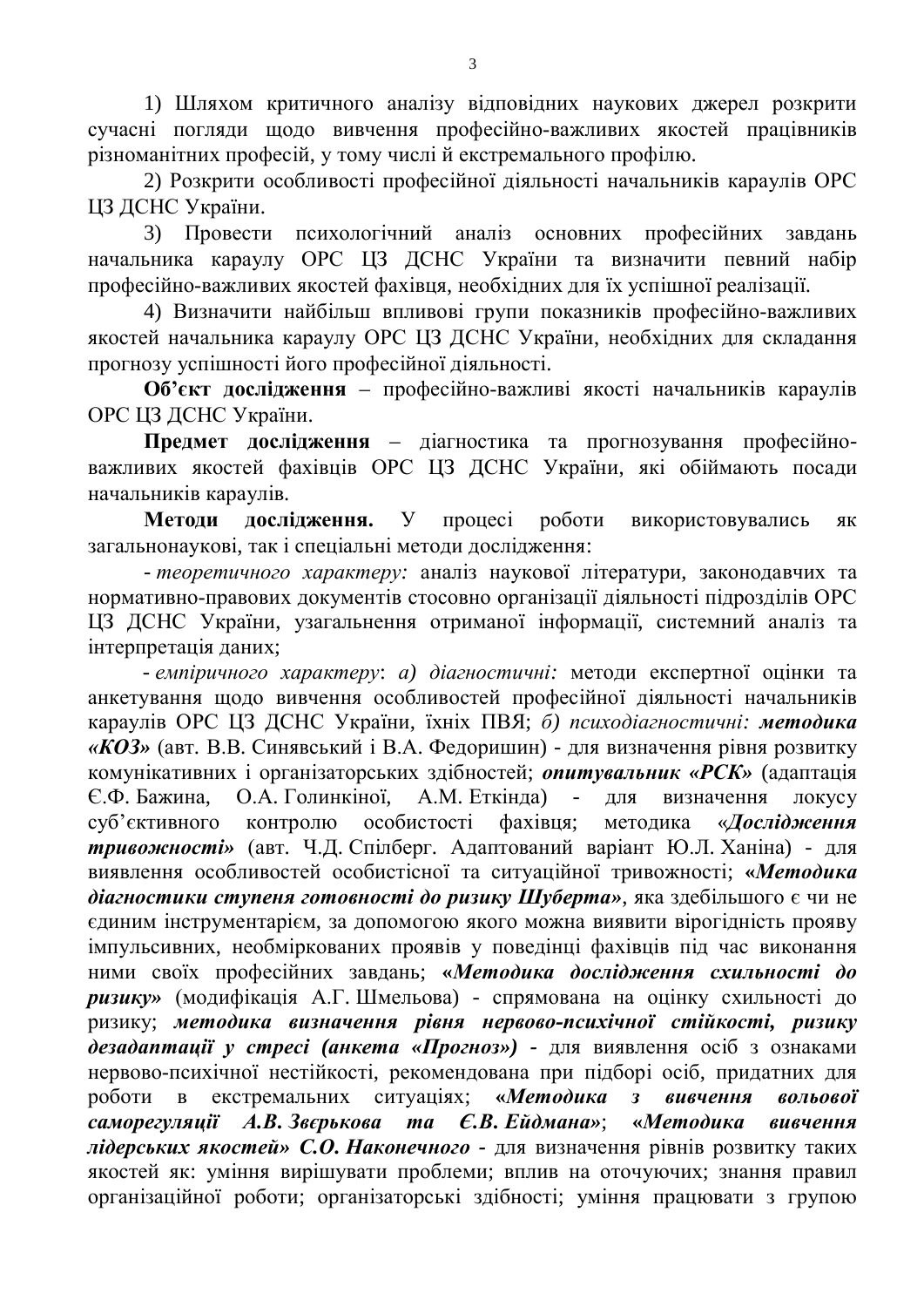1) Шляхом критичного аналізу відповідних наукових джерел розкрити сучасні погляди щодо вивчення професійно-важливих якостей працівників різноманітних професій, у тому числі й екстремального профілю.

2) Розкрити особливості професійної діяльності начальників караулів ОРС ЦЗ ДСНС України.

3) Провести психологічний аналіз основних професійних завдань начальника караулу ОРС ЦЗ ДСНС України та визначити певний набір професійно-важливих якостей фахівця, необхідних для їх успішної реалізації.

4) Визначити найбільш впливові групи показників професійно-важливих якостей начальника караулу ОРС ЦЗ ДСНС України, необхідних для складання прогнозу успішності його професійної діяльності.

**Об'єкт дослідження** – професійно-важливі якості начальників караулів ОРС ЦЗ ДСНС України.

**Предмет дослідження** – діагностика та прогнозування професійно-важливих якостей фахівців ОРС ЦЗ ДСНС України, які обіймають посади начальників караулів.

**Методи дослідження.** У процесі роботи використовувались як загальнонаукові, так і спеціальні методи дослідження:

- *теоретичного характеру:* аналіз наукової літератури, законодавчих та нормативно-правових документів стосовно організації діяльності підрозділів ОРС ЦЗ ДСНС України, узагальнення отриманої інформації, системний аналіз та інтерпретація даних;

- *емпіричного характеру*: *а) діагностичні:* методи експертної оцінки та анкетування щодо вивчення особливостей професійної діяльності начальників караулів ОРС ЦЗ ДСНС України, їхніх ПВЯ; *б) психодіагностичні:* ***методика «КОЗ»*** (авт. В.В. Синявський і В.А. Федоришин) - для визначення рівня розвитку комунікативних і організаторських здібностей; ***опитувальник «РСК»*** (адаптація Є.Ф. Бажина, О.А. Голинкіної, А.М. Еткінда) - для визначення локусу суб'єктивного контролю особистості фахівця; методика «***Дослідження тривожності***» (авт. Ч.Д. Спілберг. Адаптований варіант Ю.Л. Ханіна) - для виявлення особливостей особистісної та ситуаційної тривожності; «***Методика діагностики ступеня готовності до ризику Шуберта***», яка здебільшого є чи не єдиним інструментарієм, за допомогою якого можна виявити вірогідність прояву імпульсивних, необміркованих проявів у поведінці фахівців під час виконання ними своїх професійних завдань; «***Методика дослідження схильності до ризику***» (модифікація А.Г. Шмельова) - спрямована на оцінку схильності до ризику; ***методика визначення рівня нервово-психічної стійкості, ризику дезадаптації у стресі (анкета «Прогноз»)*** - для виявлення осіб з ознаками нервово-психічної нестійкості, рекомендована при підборі осіб, придатних для роботи в екстремальних ситуаціях; «***Методика з вивчення вольової саморегуляції А.В. Звєрькова та Є.В. Ейдмана***»; «***Методика вивчення лідерських якостей» С.О. Наконечного*** - для визначення рівнів розвитку таких якостей як: уміння вирішувати проблеми; вплив на оточуючих; знання правил організаційної роботи; організаторські здібності; уміння працювати з групою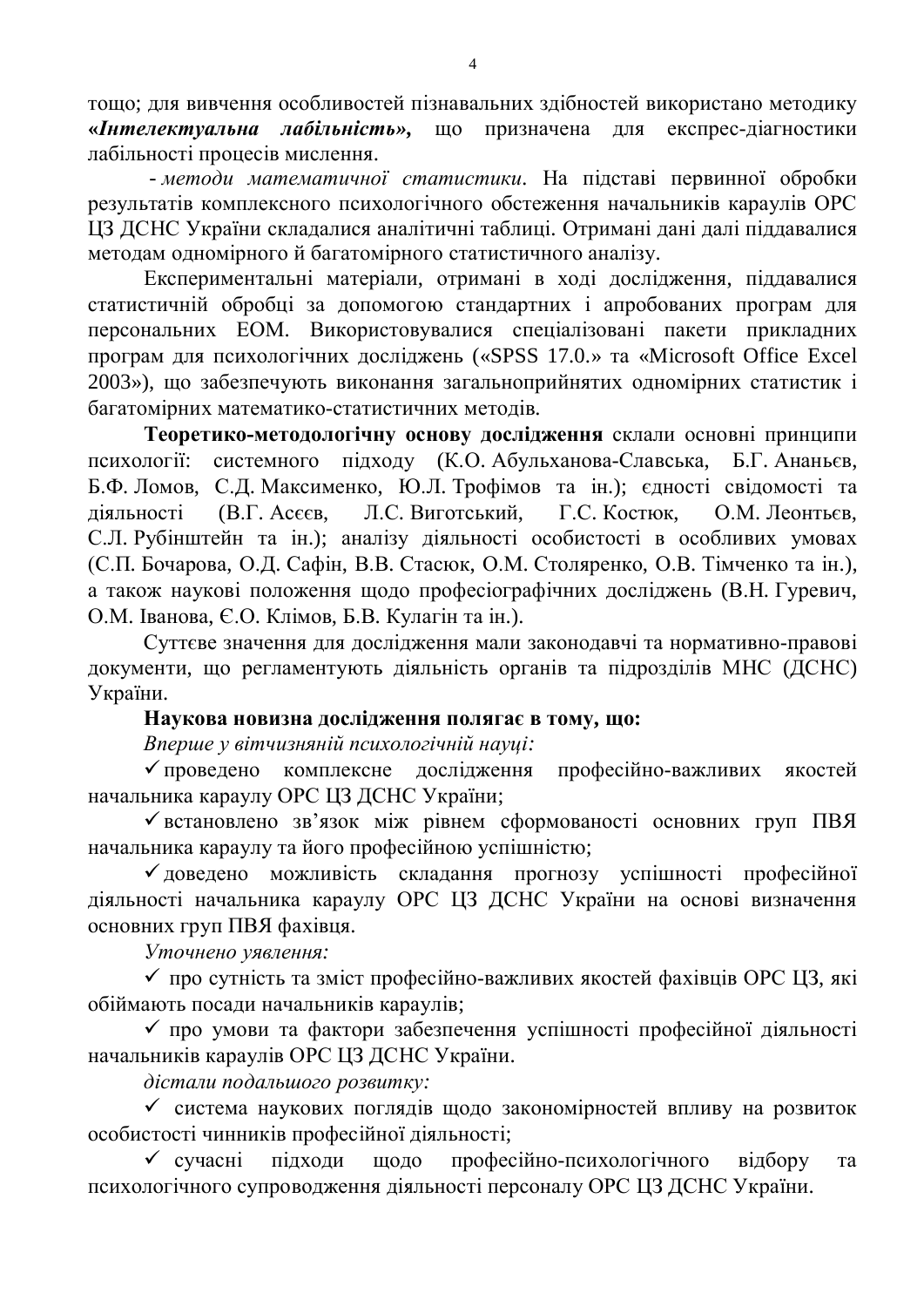тощо; для вивчення особливостей пізнавальних здібностей використано методику ***«Інтелектуальна лабільність»,*** що призначена для експрес-діагностики лабільності процесів мислення.

- *методи математичної статистики*. На підставі первинної обробки результатів комплексного психологічного обстеження начальників караулів ОРС ЦЗ ДСНС України складалися аналітичні таблиці. Отримані дані далі піддавалися методам одномірного й багатомірного статистичного аналізу.

Експериментальні матеріали, отримані в ході дослідження, піддавалися статистичній обробці за допомогою стандартних і апробованих програм для персональних ЕОМ. Використовувалися спеціалізовані пакети прикладних програм для психологічних досліджень («SPSS 17.0.» та «Microsoft Office Excel 2003»), що забезпечують виконання загальноприйнятих одномірних статистик і багатомірних математико-статистичних методів.

**Теоретико-методологічну основу дослідження** склали основні принципи психології: системного підходу (К.О. Абульханова-Славська, Б.Г. Ананьєв, Б.Ф. Ломов, С.Д. Максименко, Ю.Л. Трофімов та ін.); єдності свідомості та діяльності (В.Г. Асєєв, Л.С. Виготський, Г.С. Костюк, О.М. Леонтьєв, С.Л. Рубінштейн та ін.); аналізу діяльності особистості в особливих умовах (С.П. Бочарова, О.Д. Сафін, В.В. Стасюк, О.М. Столяренко, О.В. Тімченко та ін.), а також наукові положення щодо професіографічних досліджень (В.Н. Гуревич, О.М. Іванова, Є.О. Клімов, Б.В. Кулагін та ін.).

Суттєве значення для дослідження мали законодавчі та нормативно-правові документи, що регламентують діяльність органів та підрозділів МНС (ДСНС) України.

**Наукова новизна дослідження полягає в тому, що:**

*Вперше у вітчизняній психологічній науці:*

- ✓ проведено комплексне дослідження професійно-важливих якостей начальника караулу ОРС ЦЗ ДСНС України;
- ✓ встановлено зв'язок між рівнем сформованості основних груп ПВЯ начальника караулу та його професійною успішністю;
- ✓ доведено можливість складання прогнозу успішності професійної діяльності начальника караулу ОРС ЦЗ ДСНС України на основі визначення основних груп ПВЯ фахівця.

*Уточнено уявлення:*

- ✓ про сутність та зміст професійно-важливих якостей фахівців ОРС ЦЗ, які обіймають посади начальників караулів;
- ✓ про умови та фактори забезпечення успішності професійної діяльності начальників караулів ОРС ЦЗ ДСНС України.

*дістали подальшого розвитку:*

- ✓ система наукових поглядів щодо закономірностей впливу на розвиток особистості чинників професійної діяльності;
- ✓ сучасні підходи щодо професійно-психологічного відбору та психологічного супроводження діяльності персоналу ОРС ЦЗ ДСНС України.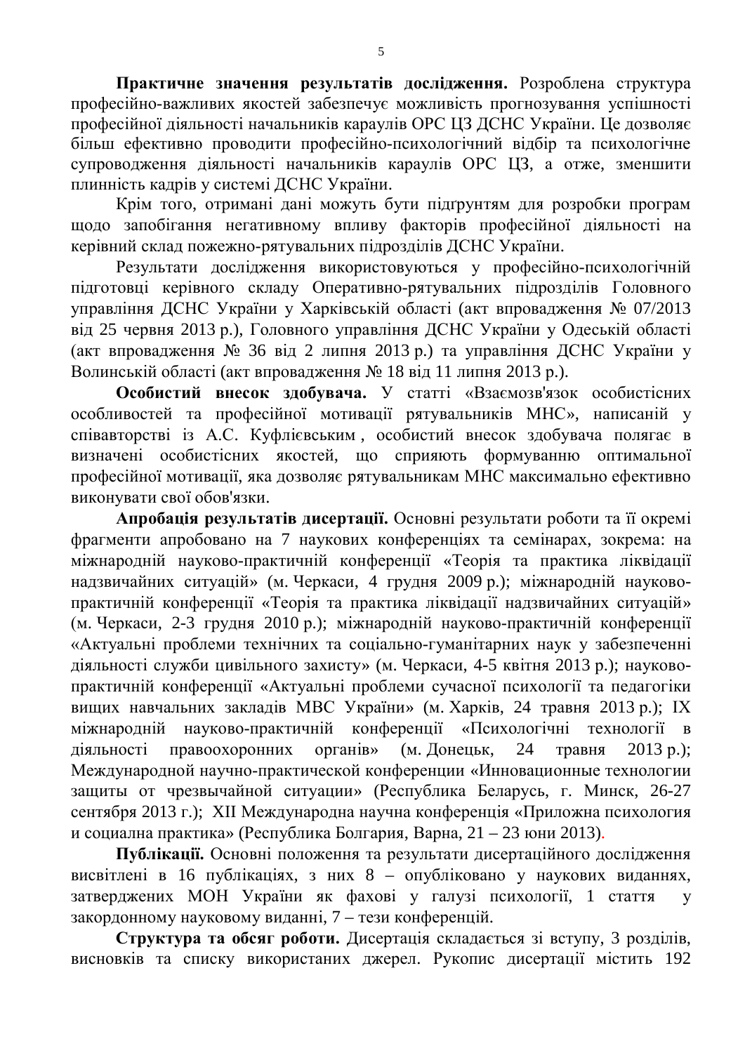**Практичне значення результатів дослідження.** Розроблена структура професійно-важливих якостей забезпечує можливість прогнозування успішності професійної діяльності начальників караулів ОРС ЦЗ ДСНС України. Це дозволяє більш ефективно проводити професійно-психологічний відбір та психологічне супроводження діяльності начальників караулів ОРС ЦЗ, а отже, зменшити плинність кадрів у системі ДСНС України.

Крім того, отримані дані можуть бути підґрунтям для розробки програм щодо запобігання негативному впливу факторів професійної діяльності на керівний склад пожежно-рятувальних підрозділів ДСНС України.

Результати дослідження використовуються у професійно-психологічній підготовці керівного складу Оперативно-рятувальних підрозділів Головного управління ДСНС України у Харківській області (акт впровадження № 07/2013 від 25 червня 2013 р.), Головного управління ДСНС України у Одеській області (акт впровадження № 36 від 2 липня 2013 р.) та управління ДСНС України у Волинській області (акт впровадження № 18 від 11 липня 2013 р.).

**Особистий внесок здобувача.** У статті «Взаємозв'язок особистісних особливостей та професійної мотивації рятувальників МНС», написаній у співавторстві із А.С. Куфлієвським , особистий внесок здобувача полягає в визначені особистісних якостей, що сприяють формуванню оптимальної професійної мотивації, яка дозволяє рятувальникам МНС максимально ефективно виконувати свої обов'язки.

**Апробація результатів дисертації.** Основні результати роботи та її окремі фрагменти апробовано на 7 наукових конференціях та семінарах, зокрема: на міжнародній науково-практичній конференції «Теорія та практика ліквідації надзвичайних ситуацій» (м. Черкаси, 4 грудня 2009 р.); міжнародній науково-практичній конференції «Теорія та практика ліквідації надзвичайних ситуацій» (м. Черкаси, 2-3 грудня 2010 р.); міжнародній науково-практичній конференції «Актуальні проблеми технічних та соціально-гуманітарних наук у забезпеченні діяльності служби цивільного захисту» (м. Черкаси, 4-5 квітня 2013 р.); науково-практичній конференції «Актуальні проблеми сучасної психології та педагогіки вищих навчальних закладів МВС України» (м. Харків, 24 травня 2013 р.); IX міжнародній науково-практичній конференції «Психологічні технології в діяльності правоохоронних органів» (м. Донецьк, 24 травня 2013 р.); Международной научно-практической конференции «Инновационные технологии защиты от чрезвычайной ситуации» (Республика Беларусь, г. Минск, 26-27 сентября 2013 г.); XII Международна научна конференція «Приложна психология и социална практика» (Республика Болгария, Варна, 21 – 23 юни 2013).

**Публікації.** Основні положення та результати дисертаційного дослідження висвітлені в 16 публікаціях, з них 8 – опубліковано у наукових виданнях, затверджених МОН України як фахові у галузі психології, 1 стаття у закордонному науковому виданні, 7 – тези конференцій.

**Структура та обсяг роботи.** Дисертація складається зі вступу, 3 розділів, висновків та списку використаних джерел. Рукопис дисертації містить 192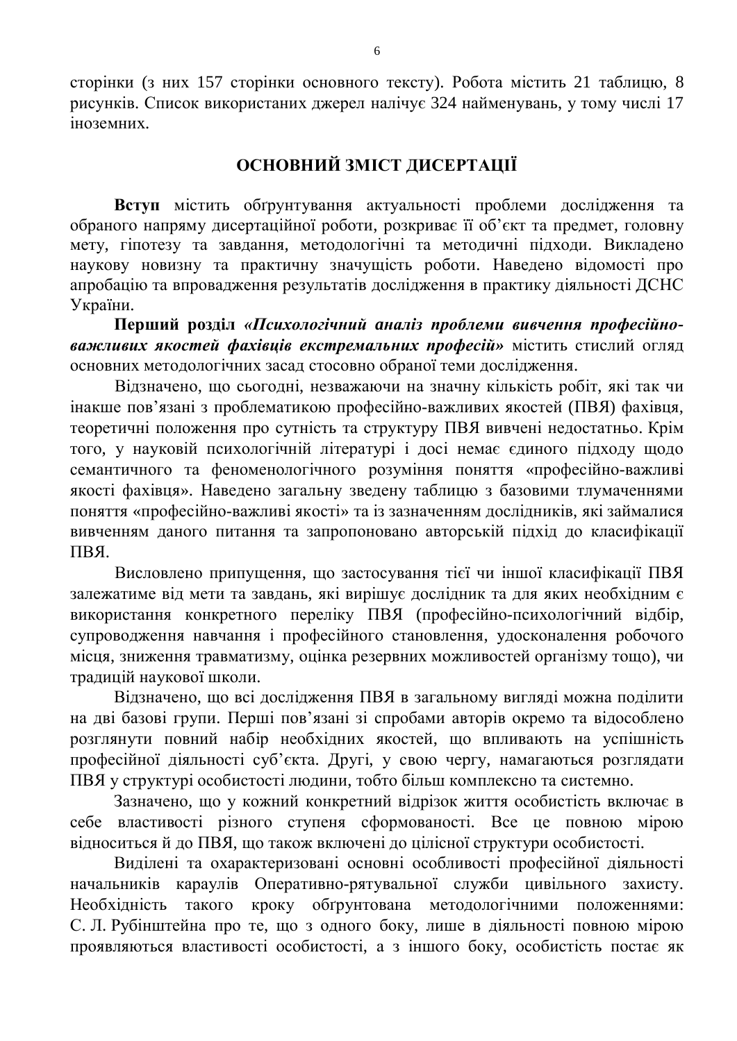сторінки (з них 157 сторінки основного тексту). Робота містить 21 таблицю, 8 рисунків. Список використаних джерел налічує 324 найменувань, у тому числі 17 іноземних.

## ОСНОВНИЙ ЗМІСТ ДИСЕРТАЦІЇ

**Вступ** містить обґрунтування актуальності проблеми дослідження та обраного напряму дисертаційної роботи, розкриває її об'єкт та предмет, головну мету, гіпотезу та завдання, методологічні та методичні підходи. Викладено наукову новизну та практичну значущість роботи. Наведено відомості про апробацію та впровадження результатів дослідження в практику діяльності ДСНС України.

**Перший розділ *«Психологічний аналіз проблеми вивчення професійно-важливих якостей фахівців екстремальних професій»*** містить стислий огляд основних методологічних засад стосовно обраної теми дослідження.

Відзначено, що сьогодні, незважаючи на значну кількість робіт, які так чи інакше пов'язані з проблематикою професійно-важливих якостей (ПВЯ) фахівця, теоретичні положення про сутність та структуру ПВЯ вивчені недостатньо. Крім того, у науковій психологічній літературі і досі немає єдиного підходу щодо семантичного та феноменологічного розуміння поняття «професійно-важливі якості фахівця». Наведено загальну зведену таблицю з базовими тлумаченнями поняття «професійно-важливі якості» та із зазначенням дослідників, які займалися вивченням даного питання та запропоновано авторській підхід до класифікації ПВЯ.

Висловлено припущення, що застосування тієї чи іншої класифікації ПВЯ залежатиме від мети та завдань, які вирішує дослідник та для яких необхідним є використання конкретного переліку ПВЯ (професійно-психологічний відбір, супроводження навчання і професійного становлення, удосконалення робочого місця, зниження травматизму, оцінка резервних можливостей організму тощо), чи традицій наукової школи.

Відзначено, що всі дослідження ПВЯ в загальному вигляді можна поділити на дві базові групи. Перші пов'язані зі спробами авторів окремо та відосібнено розглянути повний набір необхідних якостей, що впливають на успішність професійної діяльності суб'єкта. Другі, у свою чергу, намагаються розглядати ПВЯ у структурі особистості людини, тобто більш комплексно та системно.

Зазначено, що у кожний конкретний відрізок життя особистість включає в себе властивості різного ступеня сформованості. Все це повною мірою відноситься й до ПВЯ, що також включені до цілісної структури особистості.

Виділені та охарактеризовані основні особливості професійної діяльності начальників караулів Оперативно-рятувальної служби цивільного захисту. Необхідність такого кроку обґрунтована методологічними положеннями: С. Л. Рубінштейна про те, що з одного боку, лише в діяльності повною мірою проявляються властивості особистості, а з іншого боку, особистість постає як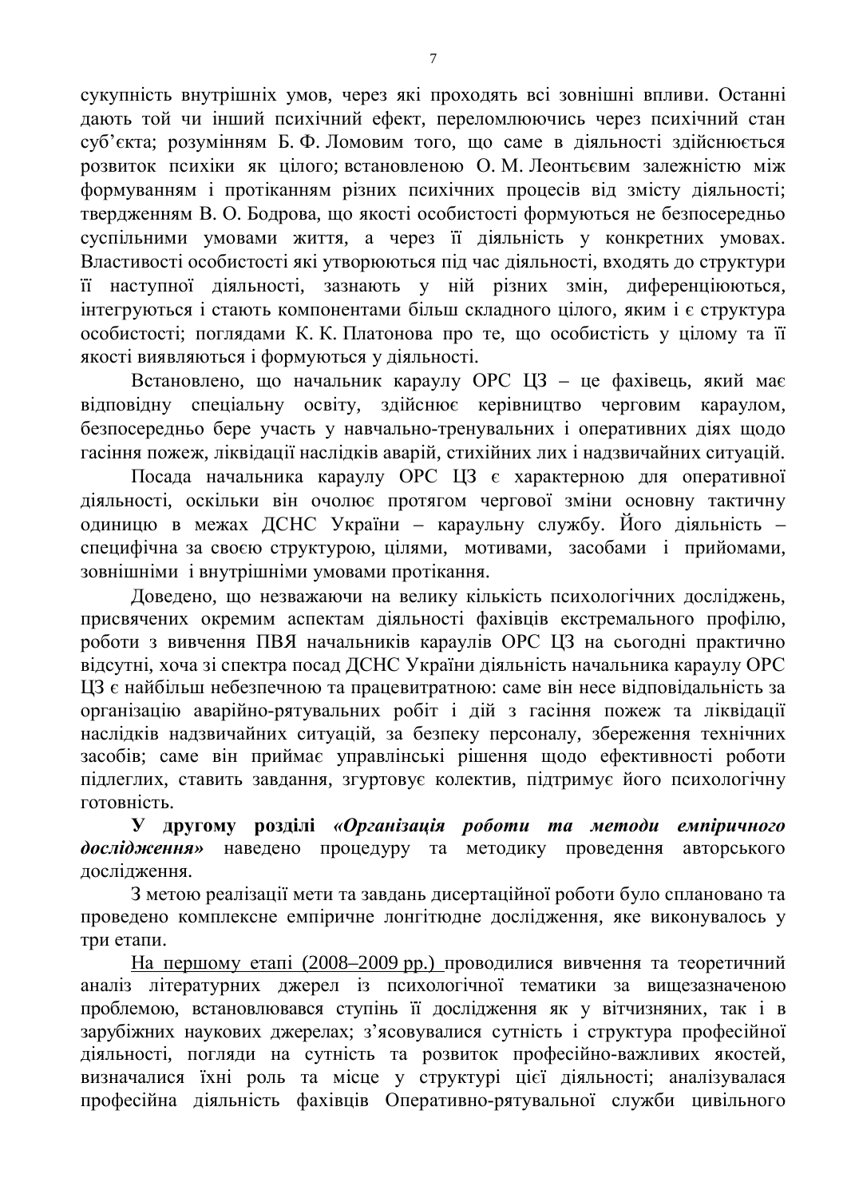сукупність внутрішніх умов, через які проходять всі зовнішні впливи. Останні дають той чи інший психічний ефект, переломлюючись через психічний стан суб'єкта; розумінням Б. Ф. Ломовим того, що саме в діяльності здійснюється розвиток психіки як цілого; встановленою О. М. Леонтьєвим залежністю між формуванням і протіканням різних психічних процесів від змісту діяльності; твердженням В. О. Бодрова, що якості особистості формуються не безпосередньо суспільними умовами життя, а через її діяльність у конкретних умовах. Властивості особистості які утворюються під час діяльності, входять до структури її наступної діяльності, зазнають у ній різних змін, диференціюються, інтегруються і стають компонентами більш складного цілого, яким і є структура особистості; поглядами К. К. Платонова про те, що особистість у цілому та її якості виявляються і формуються у діяльності.

Встановлено, що начальник караулу ОРС ЦЗ – це фахівець, який має відповідну спеціальну освіту, здійснює керівництво черговим караулом, безпосередньо бере участь у навчально-тренувальних і оперативних діях щодо гасіння пожеж, ліквідації наслідків аварій, стихійних лих і надзвичайних ситуацій.

Посада начальника караулу ОРС ЦЗ є характерною для оперативної діяльності, оскільки він очолює протягом чергової зміни основну тактичну одиницю в межах ДСНС України – караульну службу. Його діяльність – специфічна за своєю структурою, цілями, мотивами, засобами і прийомами, зовнішніми і внутрішніми умовами протікання.

Доведено, що незважаючи на велику кількість психологічних досліджень, присвячених окремим аспектам діяльності фахівців екстремального профілю, роботи з вивчення ПВЯ начальників караулів ОРС ЦЗ на сьогодні практично відсутні, хоча зі спектра посад ДСНС України діяльність начальника караулу ОРС ЦЗ є найбільш небезпечною та працевитратною: саме він несе відповідальність за організацію аварійно-рятувальних робіт і дій з гасіння пожеж та ліквідації наслідків надзвичайних ситуацій, за безпеку персоналу, збереження технічних засобів; саме він приймає управлінські рішення щодо ефективності роботи підлеглих, ставить завдання, згуртовує колектив, підтримує його психологічну готовність.

**У другому розділі** ***«Організація роботи та методи емпіричного дослідження»*** наведено процедуру та методику проведення авторського дослідження.

З метою реалізації мети та завдань дисертаційної роботи було сплановано та проведено комплексне емпіричне лонгітюдне дослідження, яке виконувалось у три етапи.

<u>На першому етапі (2008–2009 рр.)</u> проводилися вивчення та теоретичний аналіз літературних джерел із психологічної тематики за вищезазначеною проблемою, встановлювався ступінь її дослідження як у вітчизняних, так і в зарубіжних наукових джерелах; з'ясовувалися сутність і структура професійної діяльності, погляди на сутність та розвиток професійно-важливих якостей, визначалися їхні роль та місце у структурі цієї діяльності; аналізувалася професійна діяльність фахівців Оперативно-рятувальної служби цивільного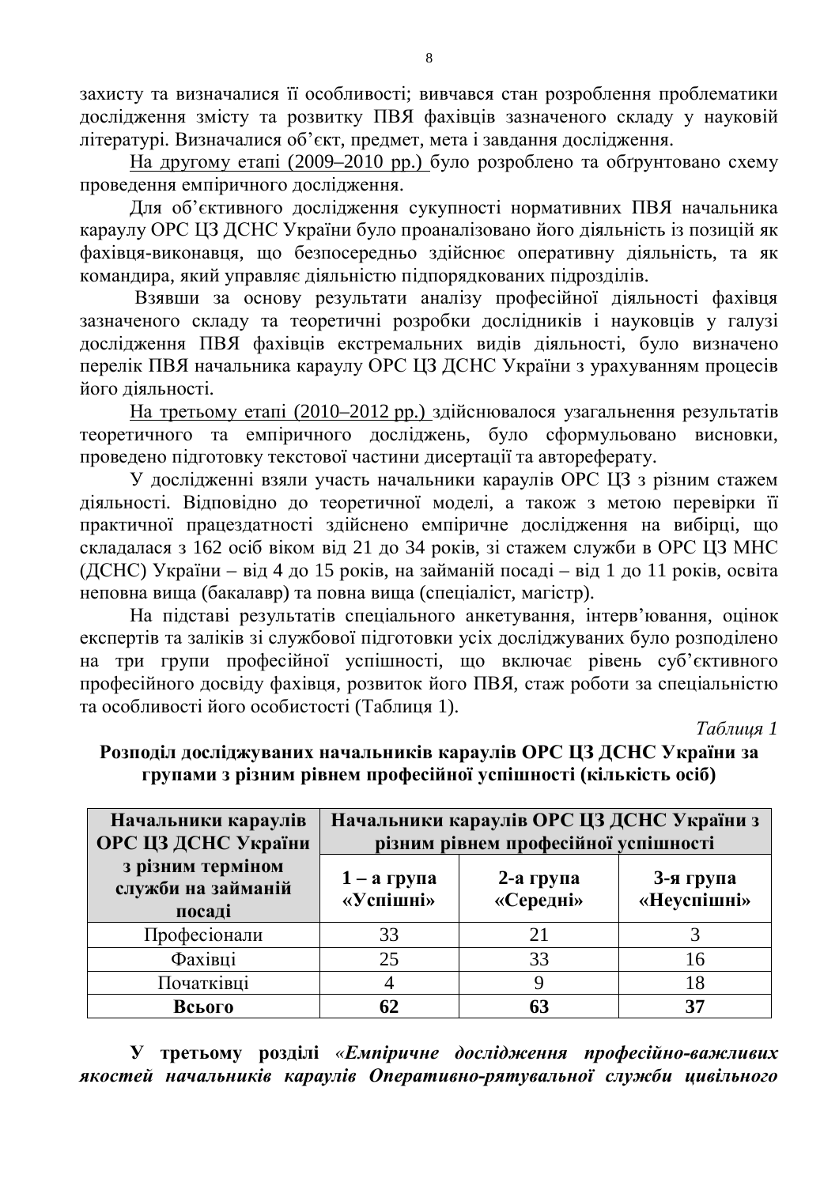захисту та визначалися її особливості; вивчався стан розроблення проблематики дослідження змісту та розвитку ПВЯ фахівців зазначеного складу у науковій літературі. Визначалися об’єкт, предмет, мета і завдання дослідження.

На другому етапі (2009–2010 рр.) було розроблено та обґрунтовано схему проведення емпіричного дослідження.

Для об’єктивного дослідження сукупності нормативних ПВЯ начальника караулу ОРС ЦЗ ДСНС України було проаналізовано його діяльність із позицій як фахівця-виконавця, що безпосередньо здійснює оперативну діяльність, та як командира, який управляє діяльністю підпорядкованих підрозділів.

Взявши за основу результати аналізу професійної діяльності фахівця зазначеного складу та теоретичні розробки дослідників і науковців у галузі дослідження ПВЯ фахівців екстремальних видів діяльності, було визначено перелік ПВЯ начальника караулу ОРС ЦЗ ДСНС України з урахуванням процесів його діяльності.

На третьому етапі (2010–2012 рр.) здійснювалося узагальнення результатів теоретичного та емпіричного досліджень, було сформульовано висновки, проведено підготовку текстової частини дисертації та автореферату.

У дослідженні взяли участь начальники караулів ОРС ЦЗ з різним стажем діяльності. Відповідно до теоретичної моделі, а також з метою перевірки її практичної працездатності здійснено емпіричне дослідження на вибірці, що складалася з 162 осіб віком від 21 до 34 років, зі стажем служби в ОРС ЦЗ МНС (ДСНС) України – від 4 до 15 років, на займаній посаді – від 1 до 11 років, освіта неповна вища (бакалавр) та повна вища (спеціаліст, магістр).

На підставі результатів спеціального анкетування, інтерв’ювання, оцінок експертів та заліків зі службової підготовки усіх досліджуваних було розподілено на три групи професійної успішності, що включає рівень суб’єктивного професійного досвіду фахівця, розвиток його ПВЯ, стаж роботи за спеціальністю та особливості його особистості (Таблиця 1).

*Таблиця 1*

**Розподіл досліджуваних начальників караулів ОРС ЦЗ ДСНС України за групами з різним рівнем професійної успішності (кількість осіб)**

| Начальники караулів ОРС ЦЗ ДСНС України з різним терміном служби на займаній посаді | Начальники караулів ОРС ЦЗ ДСНС України з різним рівнем професійної успішності | | |
|---|---|---|---|
| | **1 – а група «Успішні»** | **2-а група «Середні»** | **3-я група «Неуспішні»** |
| Професіонали | 33 | 21 | 3 |
| Фахівці | 25 | 33 | 16 |
| Початківці | 4 | 9 | 18 |
| **Всього** | **62** | **63** | **37** |

**У третьому розділі** «***Емпіричне дослідження професійно-важливих якостей начальників караулів Оперативно-рятувальної служби цивільного***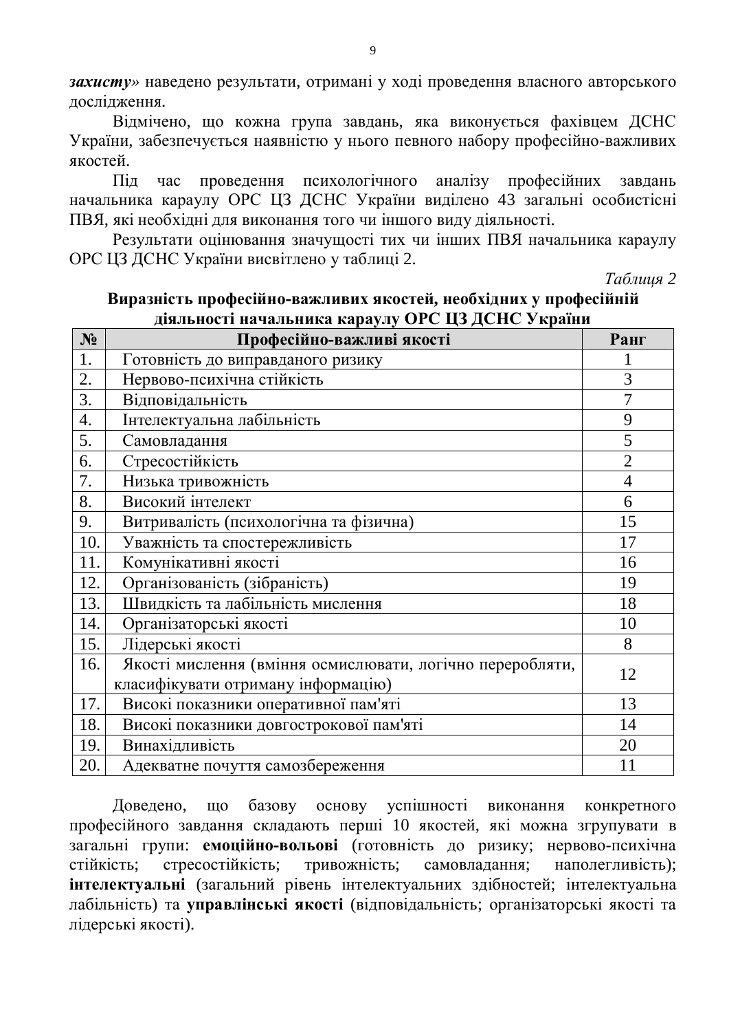***захисту***» наведено результати, отримані у ході проведення власного авторського дослідження.

Відмічено, що кожна група завдань, яка виконується фахівцем ДСНС України, забезпечується наявністю у нього певного набору професійно-важливих якостей.

Під час проведення психологічного аналізу професійних завдань начальника караулу ОРС ЦЗ ДСНС України виділено 43 загальні особистісні ПВЯ, які необхідні для виконання того чи іншого виду діяльності.

Результати оцінювання значущості тих чи інших ПВЯ начальника караулу ОРС ЦЗ ДСНС України висвітлено у таблиці 2.

*Таблиця 2*

**Виразність професійно-важливих якостей, необхідних у професійній діяльності начальника караулу ОРС ЦЗ ДСНС України**

| № | Професійно-важливі якості | Ранг |
|---|---|---|
| 1. | Готовність до виправданого ризику | 1 |
| 2. | Нервово-психічна стійкість | 3 |
| 3. | Відповідальність | 7 |
| 4. | Інтелектуальна лабільність | 9 |
| 5. | Самовладання | 5 |
| 6. | Стресостійкість | 2 |
| 7. | Низька тривожність | 4 |
| 8. | Високий інтелект | 6 |
| 9. | Витривалість (психологічна та фізична) | 15 |
| 10. | Уважність та спостережливість | 17 |
| 11. | Комунікативні якості | 16 |
| 12. | Організованість (зібраність) | 19 |
| 13. | Швидкість та лабільність мислення | 18 |
| 14. | Організаторські якості | 10 |
| 15. | Лідерські якості | 8 |
| 16. | Якості мислення (вміння осмислювати, логічно переробляти, класифікувати отриману інформацію) | 12 |
| 17. | Високі показники оперативної пам'яті | 13 |
| 18. | Високі показники довгострокової пам'яті | 14 |
| 19. | Винахідливість | 20 |
| 20. | Адекватне почуття самозбереження | 11 |

Доведено, що базову основу успішності виконання конкретного професійного завдання складають перші 10 якостей, які можна згрупувати в загальні групи: **емоційно-вольові** (готовність до ризику; нервово-психічна стійкість; стресостійкість; тривожність; самовладання; наполегливість); **інтелектуальні** (загальний рівень інтелектуальних здібностей; інтелектуальна лабільність) та **управлінські якості** (відповідальність; організаторські якості та лідерські якості).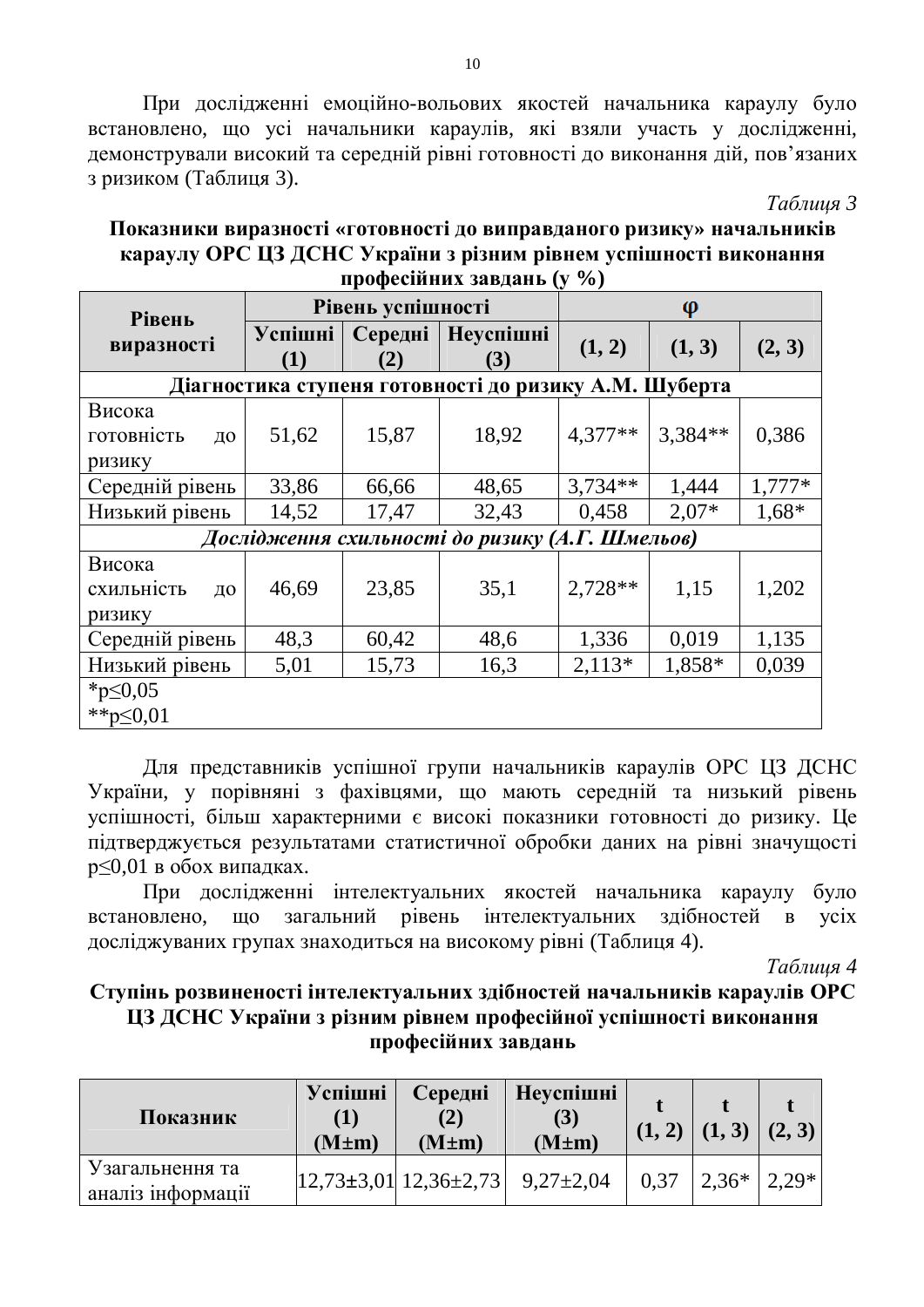При дослідженні емоційно-вольових якостей начальника караулу було встановлено, що усі начальники караулів, які взяли участь у дослідженні, демонстрували високий та середній рівні готовності до виконання дій, пов'язаних з ризиком (Таблиця 3).

*Таблиця 3*

**Показники виразності «готовності до виправданого ризику» начальників караулу ОРС ЦЗ ДСНС України з різним рівнем успішності виконання професійних завдань (у %)**

| Рівень виразності | Рівень успішності | | | φ | | |
|---|---|---|---|---|---|---|
| | Успішні (1) | Середні (2) | Неуспішні (3) | (1, 2) | (1, 3) | (2, 3) |
| **Діагностика ступеня готовності до ризику А.М. Шуберта** | | | | | | |
| Висока готовність до ризику | 51,62 | 15,87 | 18,92 | 4,377** | 3,384** | 0,386 |
| Середній рівень | 33,86 | 66,66 | 48,65 | 3,734** | 1,444 | 1,777* |
| Низький рівень | 14,52 | 17,47 | 32,43 | 0,458 | 2,07* | 1,68* |
| ***Дослідження схильності до ризику (А.Г. Шмельов)*** | | | | | | |
| Висока схильність до ризику | 46,69 | 23,85 | 35,1 | 2,728** | 1,15 | 1,202 |
| Середній рівень | 48,3 | 60,42 | 48,6 | 1,336 | 0,019 | 1,135 |
| Низький рівень | 5,01 | 15,73 | 16,3 | 2,113* | 1,858* | 0,039 |
| *p≤0,05<br>**p≤0,01 | | | | | | |

Для представників успішної групи начальників караулів ОРС ЦЗ ДСНС України, у порівняні з фахівцями, що мають середній та низький рівень успішності, більш характерними є високі показники готовності до ризику. Це підтверджується результатами статистичної обробки даних на рівні значущості p≤0,01 в обох випадках.

При дослідженні інтелектуальних якостей начальника караулу було встановлено, що загальний рівень інтелектуальних здібностей в усіх досліджуваних групах знаходиться на високому рівні (Таблиця 4).

*Таблиця 4*

**Ступінь розвиненості інтелектуальних здібностей начальників караулів ОРС ЦЗ ДСНС України з різним рівнем професійної успішності виконання професійних завдань**

| Показник | Успішні (1) (M±m) | Середні (2) (M±m) | Неуспішні (3) (M±m) | t (1, 2) | t (1, 3) | t (2, 3) |
|---|---|---|---|---|---|---|
| Узагальнення та аналіз інформації | 12,73±3,01 | 12,36±2,73 | 9,27±2,04 | 0,37 | 2,36* | 2,29* |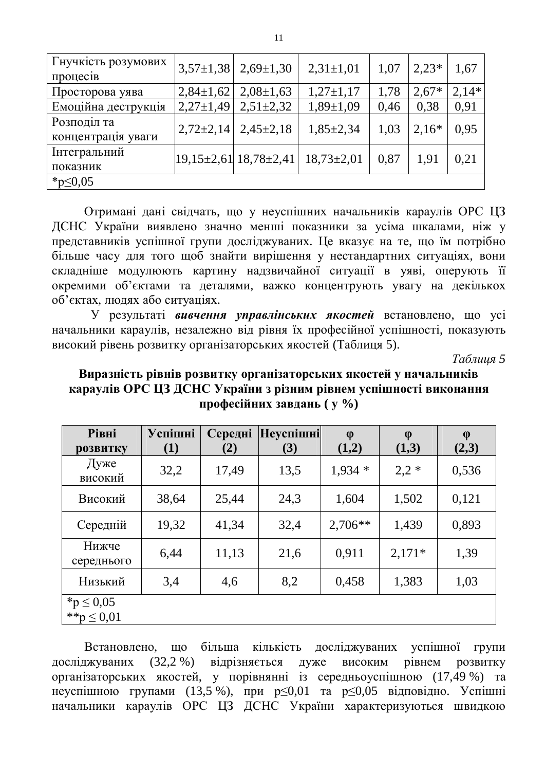| Гнучкість розумових процесів | 3,57±1,38 | 2,69±1,30 | 2,31±1,01 | 1,07 | 2,23* | 1,67 |
|---|---|---|---|---|---|---|
| Просторова уява | 2,84±1,62 | 2,08±1,63 | 1,27±1,17 | 1,78 | 2,67* | 2,14* |
| Емоційна деструкція | 2,27±1,49 | 2,51±2,32 | 1,89±1,09 | 0,46 | 0,38 | 0,91 |
| Розподіл та концентрація уваги | 2,72±2,14 | 2,45±2,18 | 1,85±2,34 | 1,03 | 2,16* | 0,95 |
| Інтегральний показник | 19,15±2,61 | 18,78±2,41 | 18,73±2,01 | 0,87 | 1,91 | 0,21 |
| *p≤0,05 | | | | | | |

Отримані дані свідчать, що у неуспішних начальників караулів ОРС ЦЗ ДСНС України виявлено значно менші показники за усіма шкалами, ніж у представників успішної групи досліджуваних. Це вказує на те, що їм потрібно більше часу для того щоб знайти вирішення у нестандартних ситуаціях, вони складніше модулюють картину надзвичайної ситуації в уяві, оперують її окремими об'єктами та деталями, важко концентрують увагу на декількох об'єктах, людях або ситуаціях.

У результаті ***вивчення управлінських якостей*** встановлено, що усі начальники караулів, незалежно від рівня їх професійної успішності, показують високий рівень розвитку організаторських якостей (Таблиця 5).

*Таблиця 5*

**Виразність рівнів розвитку організаторських якостей у начальників караулів ОРС ЦЗ ДСНС України з різним рівнем успішності виконання професійних завдань ( у %)**

| Рівні розвитку | Успішні (1) | Середні (2) | Неуспішні (3) | φ (1,2) | φ (1,3) | φ (2,3) |
|---|---|---|---|---|---|---|
| Дуже високий | 32,2 | 17,49 | 13,5 | 1,934 * | 2,2 * | 0,536 |
| Високий | 38,64 | 25,44 | 24,3 | 1,604 | 1,502 | 0,121 |
| Середній | 19,32 | 41,34 | 32,4 | 2,706** | 1,439 | 0,893 |
| Нижче середнього | 6,44 | 11,13 | 21,6 | 0,911 | 2,171* | 1,39 |
| Низький | 3,4 | 4,6 | 8,2 | 0,458 | 1,383 | 1,03 |
| *p ≤ 0,05<br>**p ≤ 0,01 | | | | | | |

Встановлено, що більша кількість досліджуваних успішної групи досліджуваних (32,2 %) відрізняється дуже високим рівнем розвитку організаторських якостей, у порівнянні із середньоуспішною (17,49 %) та неуспішною групами (13,5 %), при p≤0,01 та p≤0,05 відповідно. Успішні начальники караулів ОРС ЦЗ ДСНС України характеризуються швидкою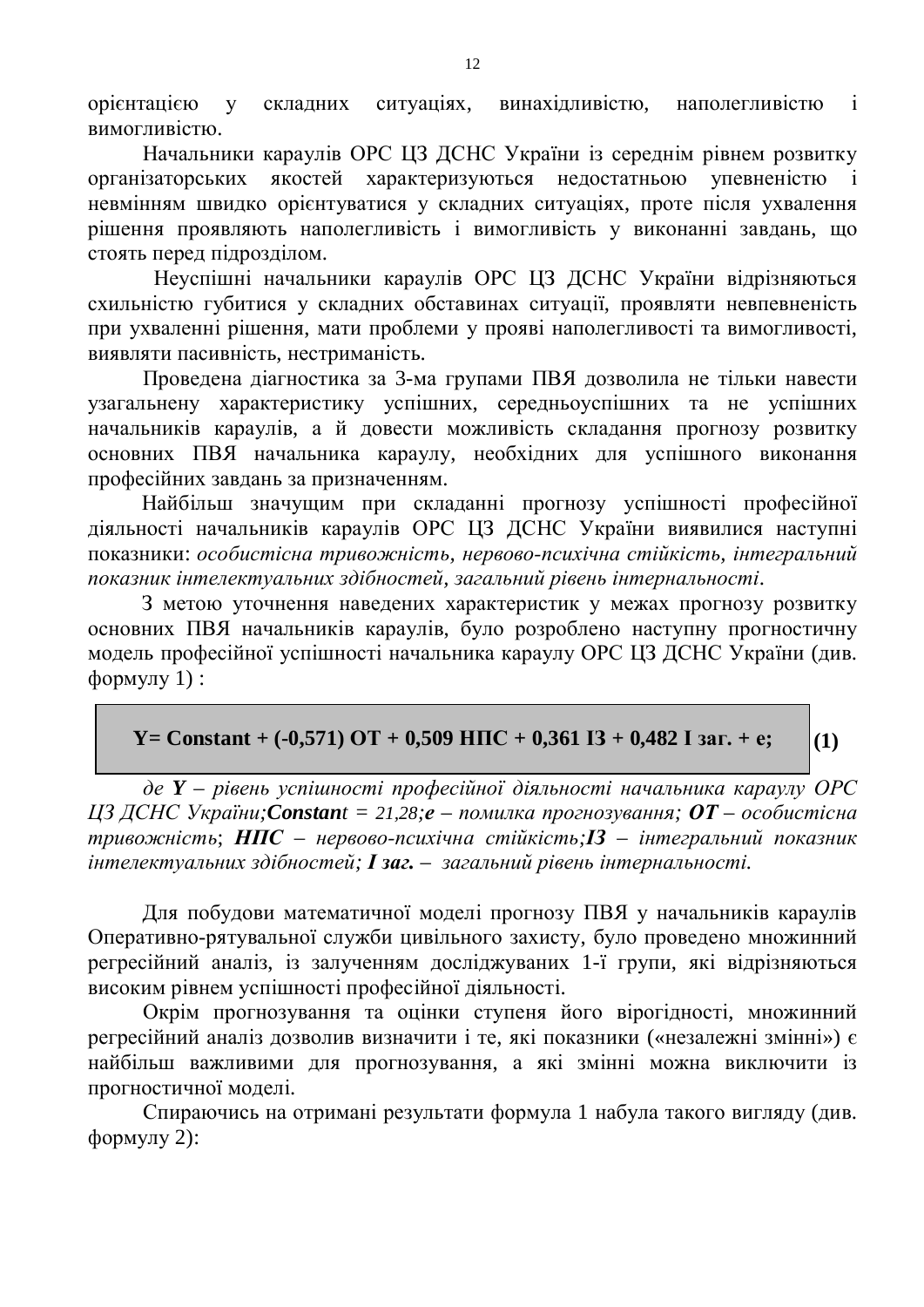орієнтацією у складних ситуаціях, винахідливістю, наполегливістю і вимогливістю.

Начальники караулів ОРС ЦЗ ДСНС України із середнім рівнем розвитку організаторських якостей характеризуються недостатньою упевненістю і невмінням швидко орієнтуватися у складних ситуаціях, проте після ухвалення рішення проявляють наполегливість і вимогливість у виконанні завдань, що стоять перед підрозділом.

Неуспішні начальники караулів ОРС ЦЗ ДСНС України відрізняються схильністю губитися у складних обставинах ситуації, проявляти невпевненість при ухваленні рішення, мати проблеми у прояві наполегливості та вимогливості, виявляти пасивність, нестриманість.

Проведена діагностика за 3-ма групами ПВЯ дозволила не тільки навести узагальнену характеристику успішних, середньоуспішних та не успішних начальників караулів, а й довести можливість складання прогнозу розвитку основних ПВЯ начальника караулу, необхідних для успішного виконання професійних завдань за призначенням.

Найбільш значущим при складанні прогнозу успішності професійної діяльності начальників караулів ОРС ЦЗ ДСНС України виявилися наступні показники: *особистісна тривожність, нервово-психічна стійкість, інтегральний показник інтелектуальних здібностей, загальний рівень інтернальності*.

З метою уточнення наведених характеристик у межах прогнозу розвитку основних ПВЯ начальників караулів, було розроблено наступну прогностичну модель професійної успішності начальника караулу ОРС ЦЗ ДСНС України (див. формулу 1) :

$$\mathbf{Y = Constant + (-0{,}571)\ ОТ + 0{,}509\ НПС + 0{,}361\ ІЗ + 0{,}482\ І\ заг. + e;} \quad (1)$$

*де **Y** – рівень успішності професійної діяльності начальника караулу ОРС ЦЗ ДСНС України;**Constant** = 21,28;**e** – помилка прогнозування; **ОТ** – особистісна тривожність*; ***НПС** – нервово-психічна стійкість;**ІЗ** – інтегральний показник інтелектуальних здібностей; **І заг.** – загальний рівень інтернальності.*

Для побудови математичної моделі прогнозу ПВЯ у начальників караулів Оперативно-рятувальної служби цивільного захисту, було проведено множинний регресійний аналіз, із залученням досліджуваних 1-ї групи, які відрізняються високим рівнем успішності професійної діяльності.

Окрім прогнозування та оцінки ступеня його вірогідності, множинний регресійний аналіз дозволив визначити і те, які показники («незалежні змінні») є найбільш важливими для прогнозування, а які змінні можна виключити із прогностичної моделі.

Спираючись на отримані результати формула 1 набула такого вигляду (див. формулу 2):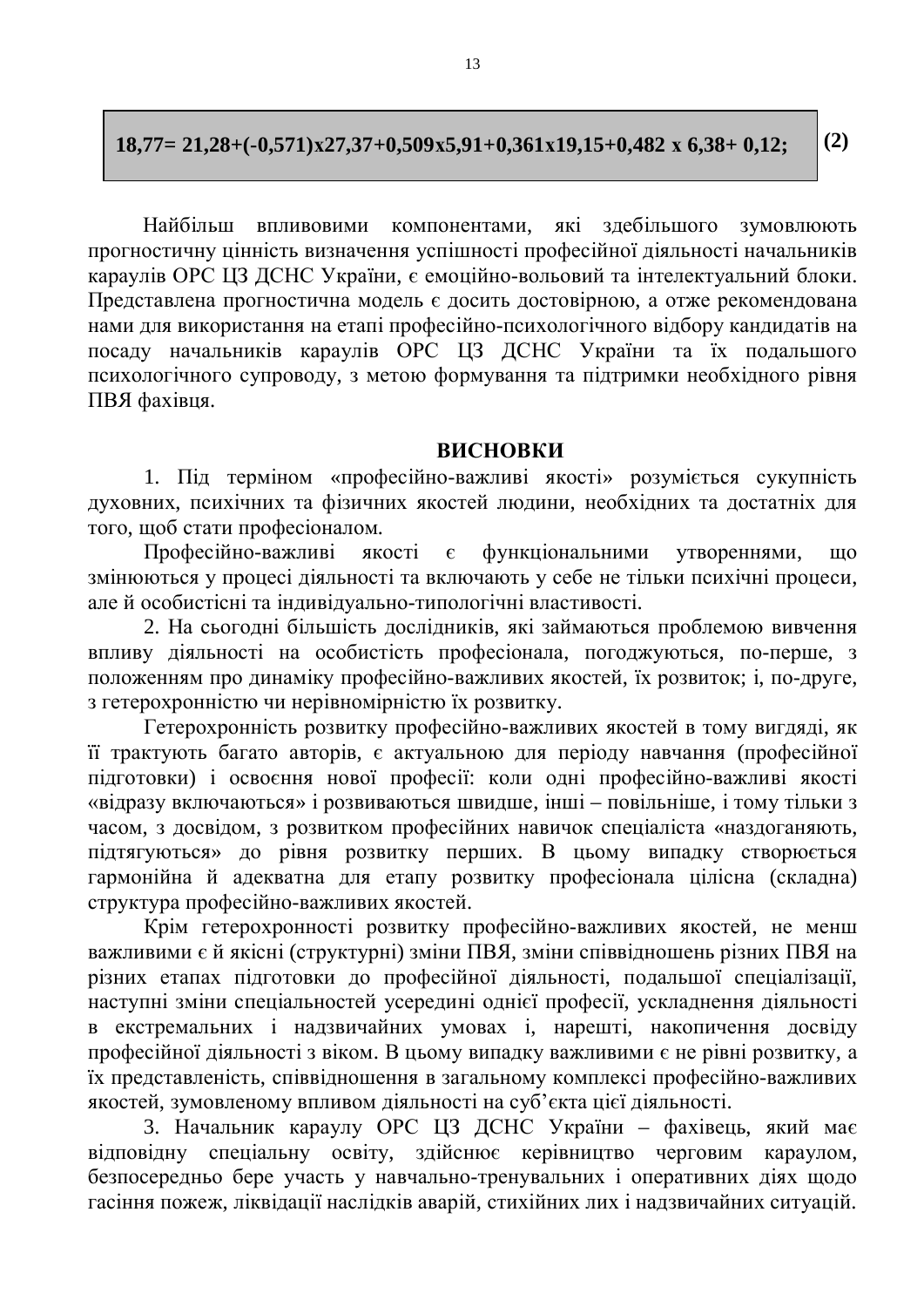$$18{,}77 = 21{,}28 + (-0{,}571) \times 27{,}37 + 0{,}509 \times 5{,}91 + 0{,}361 \times 19{,}15 + 0{,}482 \times 6{,}38 + 0{,}12; \quad (2)$$

Найбільш впливовими компонентами, які здебільшого зумовлюють прогностичну цінність визначення успішності професійної діяльності начальників караулів ОРС ЦЗ ДСНС України, є емоційно-вольовий та інтелектуальний блоки. Представлена прогностична модель є досить достовірною, а отже рекомендована нами для використання на етапі професійно-психологічного відбору кандидатів на посаду начальників караулів ОРС ЦЗ ДСНС України та їх подальшого психологічного супроводу, з метою формування та підтримки необхідного рівня ПВЯ фахівця.

## ВИСНОВКИ

1. Під терміном «професійно-важливі якості» розуміється сукупність духовних, психічних та фізичних якостей людини, необхідних та достатніх для того, щоб стати професіоналом.

Професійно-важливі якості є функціональними утвореннями, що змінюються у процесі діяльності та включають у себе не тільки психічні процеси, але й особистісні та індивідуально-типологічні властивості.

2. На сьогодні більшість дослідників, які займаються проблемою вивчення впливу діяльності на особистість професіонала, погоджуються, по-перше, з положенням про динаміку професійно-важливих якостей, їх розвиток; і, по-друге, з гетерохронністю чи нерівномірністю їх розвитку.

Гетерохронність розвитку професійно-важливих якостей в тому вигляді, як її трактують багато авторів, є актуальною для періоду навчання (професійної підготовки) і освоєння нової професії: коли одні професійно-важливі якості «відразу включаються» і розвиваються швидше, інші – повільніше, і тому тільки з часом, з досвідом, з розвитком професійних навичок спеціаліста «наздоганяють, підтягуються» до рівня розвитку перших. В цьому випадку створюється гармонійна й адекватна для етапу розвитку професіонала цілісна (складна) структура професійно-важливих якостей.

Крім гетерохронності розвитку професійно-важливих якостей, не менш важливими є й якісні (структурні) зміни ПВЯ, зміни співвідношень різних ПВЯ на різних етапах підготовки до професійної діяльності, подальшої спеціалізації, наступні зміни спеціальностей усередині однієї професії, ускладнення діяльності в екстремальних і надзвичайних умовах і, нарешті, накопичення досвіду професійної діяльності з віком. В цьому випадку важливими є не рівні розвитку, а їх представленість, співвідношення в загальному комплексі професійно-важливих якостей, зумовленому впливом діяльності на суб'єкта цієї діяльності.

3. Начальник караулу ОРС ЦЗ ДСНС України – фахівець, який має відповідну спеціальну освіту, здійснює керівництво черговим караулом, безпосередньо бере участь у навчально-тренувальних і оперативних діях щодо гасіння пожеж, ліквідації наслідків аварій, стихійних лих і надзвичайних ситуацій.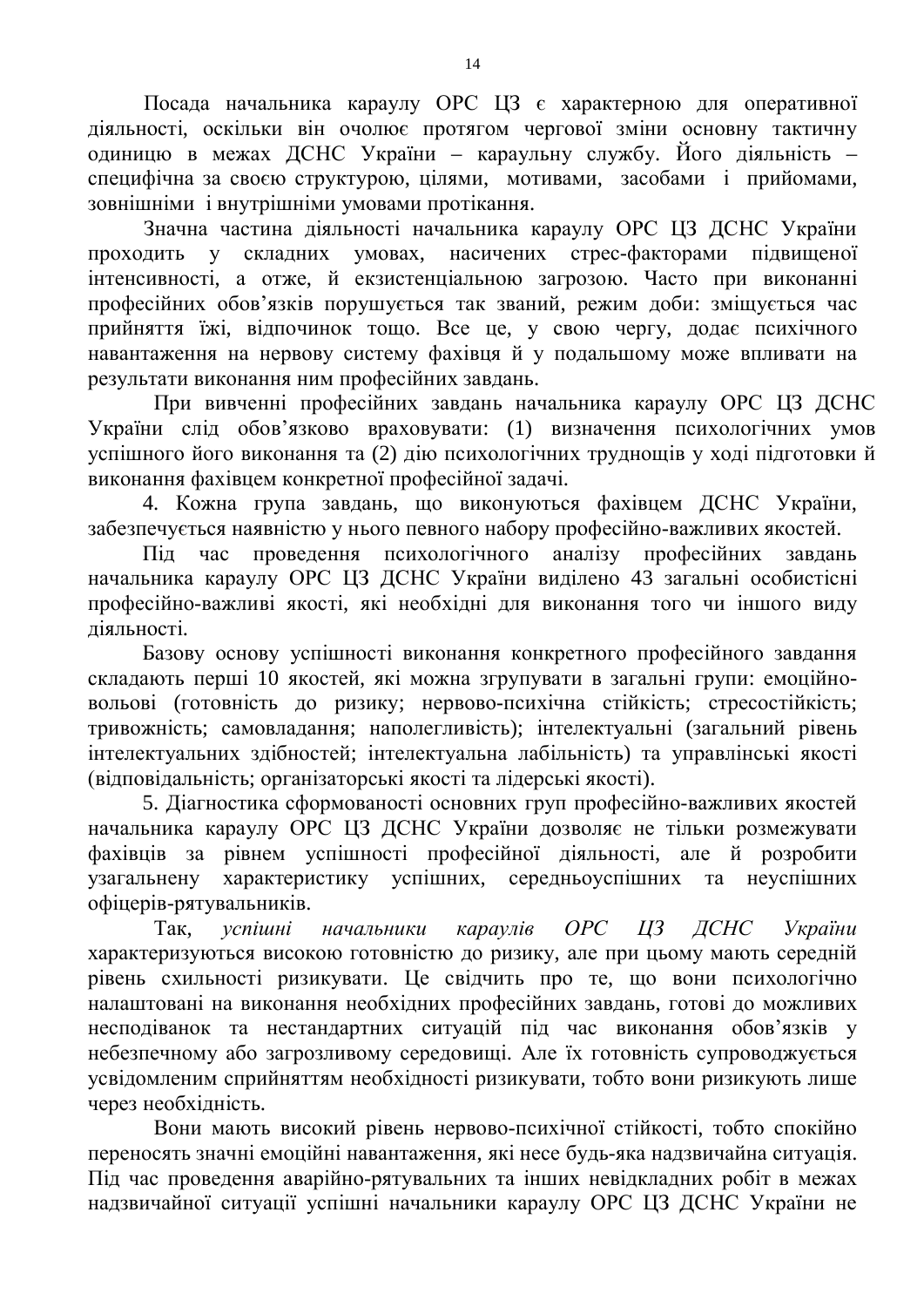Посада начальника караулу ОРС ЦЗ є характерною для оперативної діяльності, оскільки він очолює протягом чергової зміни основну тактичну одиницю в межах ДСНС України – караульну службу. Його діяльність – специфічна за своєю структурою, цілями, мотивами, засобами і прийомами, зовнішніми і внутрішніми умовами протікання.

Значна частина діяльності начальника караулу ОРС ЦЗ ДСНС України проходить у складних умовах, насичених стрес-факторами підвищеної інтенсивності, а отже, й екзистенціальною загрозою. Часто при виконанні професійних обов'язків порушується так званий, режим доби: зміщується час прийняття їжі, відпочинок тощо. Все це, у свою чергу, додає психічного навантаження на нервову систему фахівця й у подальшому може впливати на результати виконання ним професійних завдань.

При вивченні професійних завдань начальника караулу ОРС ЦЗ ДСНС України слід обов'язково враховувати: (1) визначення психологічних умов успішного його виконання та (2) дію психологічних труднощів у ході підготовки й виконання фахівцем конкретної професійної задачі.

4. Кожна група завдань, що виконуються фахівцем ДСНС України, забезпечується наявністю у нього певного набору професійно-важливих якостей.

Під час проведення психологічного аналізу професійних завдань начальника караулу ОРС ЦЗ ДСНС України виділено 43 загальні особистісні професійно-важливі якості, які необхідні для виконання того чи іншого виду діяльності.

Базову основу успішності виконання конкретного професійного завдання складають перші 10 якостей, які можна згрупувати в загальні групи: емоційно-вольові (готовність до ризику; нервово-психічна стійкість; стресостійкість; тривожність; самовладання; наполегливість); інтелектуальні (загальний рівень інтелектуальних здібностей; інтелектуальна лабільність) та управлінські якості (відповідальність; організаторські якості та лідерські якості).

5. Діагностика сформованості основних груп професійно-важливих якостей начальника караулу ОРС ЦЗ ДСНС України дозволяє не тільки розмежувати фахівців за рівнем успішності професійної діяльності, але й розробити узагальнену характеристику успішних, середньоуспішних та неуспішних офіцерів-рятувальників.

Так, *успішні начальники караулів ОРС ЦЗ ДСНС України* характеризуються високою готовністю до ризику, але при цьому мають середній рівень схильності ризикувати. Це свідчить про те, що вони психологічно налаштовані на виконання необхідних професійних завдань, готові до можливих несподіванок та нестандартних ситуацій під час виконання обов'язків у небезпечному або загрозливому середовищі. Але їх готовність супроводжується усвідомленим сприйняттям необхідності ризикувати, тобто вони ризикують лише через необхідність.

Вони мають високий рівень нервово-психічної стійкості, тобто спокійно переносять значні емоційні навантаження, які несе будь-яка надзвичайна ситуація. Під час проведення аварійно-рятувальних та інших невідкладних робіт в межах надзвичайної ситуації успішні начальники караулу ОРС ЦЗ ДСНС України не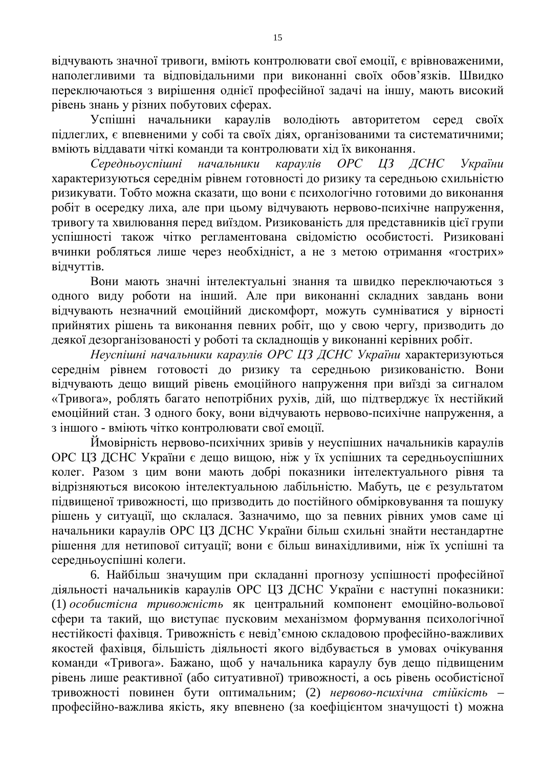відчувають значної тривоги, вміють контролювати свої емоції, є врівноваженими, наполегливими та відповідальними при виконанні своїх обов'язків. Швидко переключаються з вирішення однієї професійної задачі на іншу, мають високий рівень знань у різних побутових сферах.

Успішні начальники караулів володіють авторитетом серед своїх підлеглих, є впевненими у собі та своїх діях, організованими та систематичними; вміють віддавати чіткі команди та контролювати хід їх виконання.

*Середньоуспішні начальники караулів ОРС ЦЗ ДСНС України* характеризуються середнім рівнем готовності до ризику та середньою схильністю ризикувати. Тобто можна сказати, що вони є психологічно готовими до виконання робіт в осередку лиха, але при цьому відчувають нервово-психічне напруження, тривогу та хвилювання перед виїздом. Ризикованість для представників цієї групи успішності також чітко регламентована свідомістю особистості. Ризиковані вчинки робляться лише через необхідніст, а не з метою отримання «гострих» відчуттів.

Вони мають значні інтелектуальні знання та швидко переключаються з одного виду роботи на інший. Але при виконанні складних завдань вони відчувають незначний емоційний дискомфорт, можуть сумніватися у вірності прийнятих рішень та виконання певних робіт, що у свою чергу, призводить до деякої дезорганізованості у роботі та складнощів у виконанні керівних робіт.

*Неуспішні начальники караулів ОРС ЦЗ ДСНС України* характеризуються середнім рівнем готовсті до ризику та середньою ризикованістю. Вони відчувають дещо вищий рівень емоційного напруження при виїзді за сигналом «Тривога», роблять багато непотрібних рухів, дій, що підтверджує їх нестійкий емоційний стан. З одного боку, вони відчувають нервово-психічне напруження, а з іншого - вміють чітко контролювати свої емоції.

Ймовірність нервово-психічних зривів у неуспішних начальників караулів ОРС ЦЗ ДСНС України є дещо вищою, ніж у їх успішних та середньоуспішних колег. Разом з цим вони мають добрі показники інтелектуального рівня та відрізняються високою інтелектуальною лабільністю. Мабуть, це є результатом підвищеної тривожності, що призводить до постійного обмірковування та пошуку рішень у ситуації, що склалася. Зазначимо, що за певних рівних умов саме ці начальники караулів ОРС ЦЗ ДСНС України більш схильні знайти нестандартне рішення для нетипової ситуації; вони є більш винахідливими, ніж їх успішні та середньоуспішні колеги.

6. Найбільш значущим при складанні прогнозу успішності професійної діяльності начальників караулів ОРС ЦЗ ДСНС України є наступні показники: (1) *особистісна тривожність* як центральний компонент емоційно-вольової сфери та такий, що виступає пусковим механізмом формування психологічної нестійкості фахівця. Тривожність є невід'ємною складовою професійно-важливих якостей фахівця, більшість діяльності якого відбувається в умовах очікування команди «Тривога». Бажано, щоб у начальника караулу був дещо підвищеним рівень лише реактивної (або ситуативної) тривожності, а ось рівень особистісної тривожності повинен бути оптимальним; (2) *нервово-психічна стійкість* – професійно-важлива якість, яку впевнено (за коефіцієнтом значущості t) можна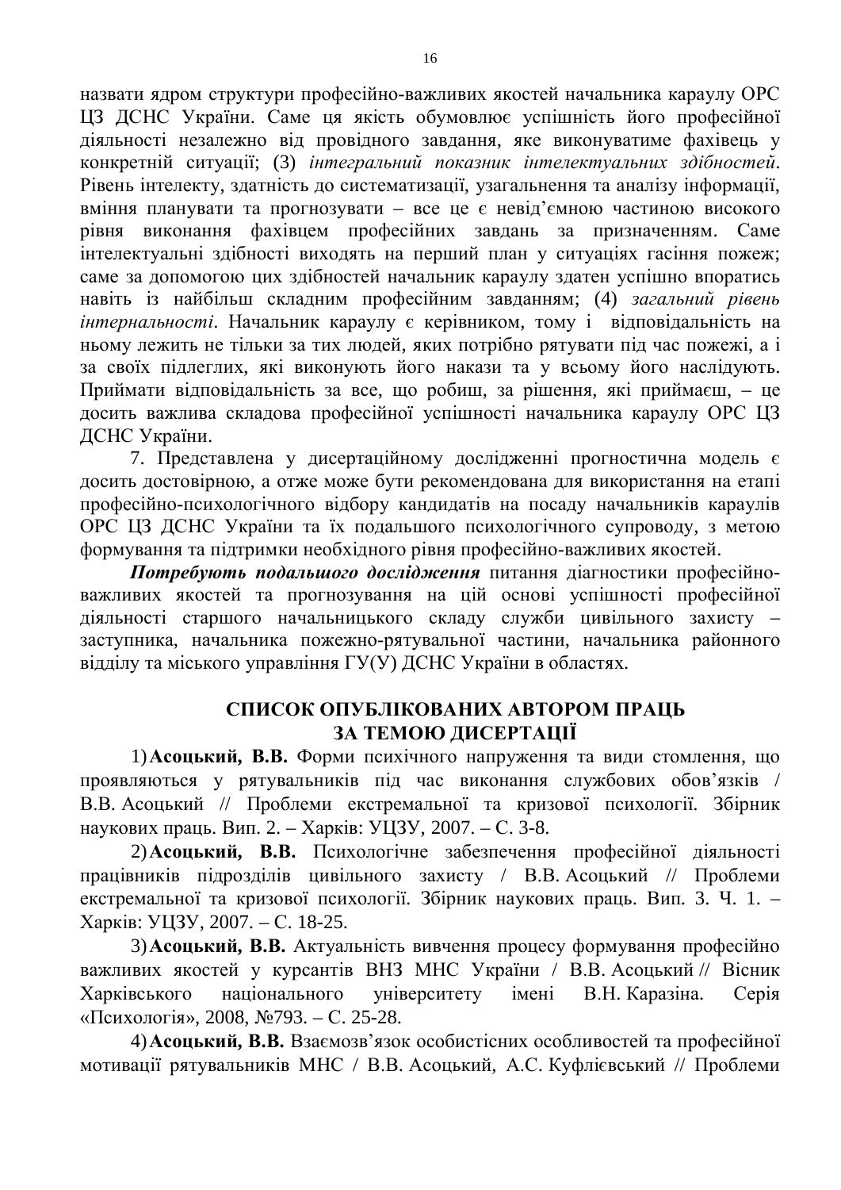назвати ядром структури професійно-важливих якостей начальника караулу ОРС ЦЗ ДСНС України. Саме ця якість обумовлює успішність його професійної діяльності незалежно від провідного завдання, яке виконуватиме фахівець у конкретній ситуації; (3) *інтегральний показник інтелектуальних здібностей*. Рівень інтелекту, здатність до систематизації, узагальнення та аналізу інформації, вміння планувати та прогнозувати – все це є невід'ємною частиною високого рівня виконання фахівцем професійних завдань за призначенням. Саме інтелектуальні здібності виходять на перший план у ситуаціях гасіння пожеж; саме за допомогою цих здібностей начальник караулу здатен успішно впоратись навіть із найбільш складним професійним завданням; (4) *загальний рівень інтернальності*. Начальник караулу є керівником, тому і відповідальність на ньому лежить не тільки за тих людей, яких потрібно рятувати під час пожежі, а і за своїх підлеглих, які виконують його накази та у всьому його наслідують. Приймати відповідальність за все, що робиш, за рішення, які приймаєш, – це досить важлива складова професійної успішності начальника караулу ОРС ЦЗ ДСНС України.

7. Представлена у дисертаційному дослідженні прогностична модель є досить достовірною, а отже може бути рекомендована для використання на етапі професійно-психологічного відбору кандидатів на посаду начальників караулів ОРС ЦЗ ДСНС України та їх подальшого психологічного супроводу, з метою формування та підтримки необхідного рівня професійно-важливих якостей.

***Потребують подальшого дослідження*** питання діагностики професійно-важливих якостей та прогнозування на цій основі успішності професійної діяльності старшого начальницького складу служби цивільного захисту – заступника, начальника пожежно-рятувальної частини, начальника районного відділу та міського управління ГУ(У) ДСНС України в областях.

## СПИСОК ОПУБЛІКОВАНИХ АВТОРОМ ПРАЦЬ ЗА ТЕМОЮ ДИСЕРТАЦІЇ

1) **Асоцький, В.В.** Форми психічного напруження та види стомлення, що проявляються у рятувальників під час виконання службових обов'язків / В.В. Асоцький // Проблеми екстремальної та кризової психології. Збірник наукових праць. Вип. 2. – Харків: УЦЗУ, 2007. – С. 3-8.

2) **Асоцький, В.В.** Психологічне забезпечення професійної діяльності працівників підрозділів цивільного захисту / В.В. Асоцький // Проблеми екстремальної та кризової психології. Збірник наукових праць. Вип. 3. Ч. 1. – Харків: УЦЗУ, 2007. – С. 18-25.

3) **Асоцький, В.В.** Актуальність вивчення процесу формування професійно важливих якостей у курсантів ВНЗ МНС України / В.В. Асоцький // Вісник Харківського національного університету імені В.Н. Каразіна. Серія «Психологія», 2008, №793. – С. 25-28.

4) **Асоцький, В.В.** Взаємозв'язок особистісних особливостей та професійної мотивації рятувальників МНС / В.В. Асоцький, А.С. Куфлієвський // Проблеми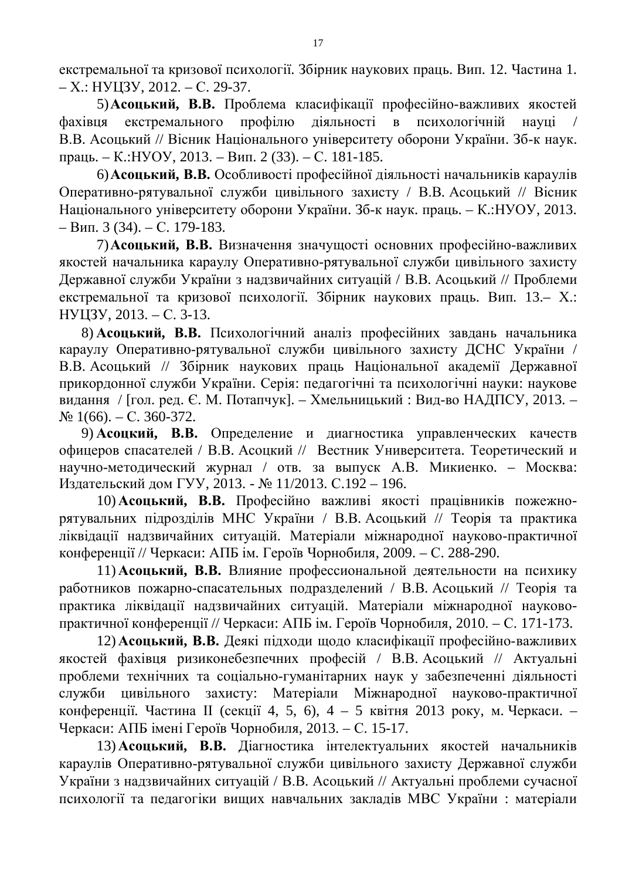екстремальної та кризової психології. Збірник наукових праць. Вип. 12. Частина 1. – Х.: НУЦЗУ, 2012. – С. 29-37.

5) **Асоцький, В.В.** Проблема класифікації професійно-важливих якостей фахівця екстремального профілю діяльності в психологічній науці / В.В. Асоцький // Вісник Національного університету оборони України. Зб-к наук. праць. – К.:НУОУ, 2013. – Вип. 2 (33). – С. 181-185.

6) **Асоцький, В.В.** Особливості професійної діяльності начальників караулів Оперативно-рятувальної служби цивільного захисту / В.В. Асоцький // Вісник Національного університету оборони України. Зб-к наук. праць. – К.:НУОУ, 2013. – Вип. 3 (34). – С. 179-183.

7) **Асоцький, В.В.** Визначення значущості основних професійно-важливих якостей начальника караулу Оперативно-рятувальної служби цивільного захисту Державної служби України з надзвичайних ситуацій / В.В. Асоцький // Проблеми екстремальної та кризової психології. Збірник наукових праць. Вип. 13.– Х.: НУЦЗУ, 2013. – С. 3-13.

8) **Асоцький, В.В.** Психологічний аналіз професійних завдань начальника караулу Оперативно-рятувальної служби цивільного захисту ДСНС України / В.В. Асоцький // Збірник наукових праць Національної академії Державної прикордонної служби України. Серія: педагогічні та психологічні науки: наукове видання / [гол. ред. Є. М. Потапчук]. – Хмельницький : Вид-во НАДПСУ, 2013. – № 1(66). – С. 360-372.

9) **Асоцкий, В.В.** Определение и диагностика управленческих качеств офицеров спасателей / В.В. Асоцкий // Вестник Университета. Теоретический и научно-методический журнал / отв. за выпуск А.В. Микиенко. – Москва: Издательский дом ГУУ, 2013. - № 11/2013. С.192 – 196.

10) **Асоцький, В.В.** Професійно важливі якості працівників пожежно-рятувальних підрозділів МНС України / В.В. Асоцький // Теорія та практика ліквідації надзвичайних ситуацій. Матеріали міжнародної науково-практичної конференції // Черкаси: АПБ ім. Героїв Чорнобиля, 2009. – С. 288-290.

11) **Асоцький, В.В.** Влияние профессиональной деятельности на психику работников пожарно-спасательных подразделений / В.В. Асоцький // Теорія та практика ліквідації надзвичайних ситуацій. Матеріали міжнародної науково-практичної конференції // Черкаси: АПБ ім. Героїв Чорнобиля, 2010. – С. 171-173.

12) **Асоцький, В.В.** Деякі підходи щодо класифікації професійно-важливих якостей фахівця ризиконебезпечних професій / В.В. Асоцький // Актуальні проблеми технічних та соціально-гуманітарних наук у забезпеченні діяльності служби цивільного захисту: Матеріали Міжнародної науково-практичної конференції. Частина ІІ (секції 4, 5, 6), 4 – 5 квітня 2013 року, м. Черкаси. – Черкаси: АПБ імені Героїв Чорнобиля, 2013. – С. 15-17.

13) **Асоцький, В.В.** Діагностика інтелектуальних якостей начальників караулів Оперативно-рятувальної служби цивільного захисту Державної служби України з надзвичайних ситуацій / В.В. Асоцький // Актуальні проблеми сучасної психології та педагогіки вищих навчальних закладів МВС України : матеріали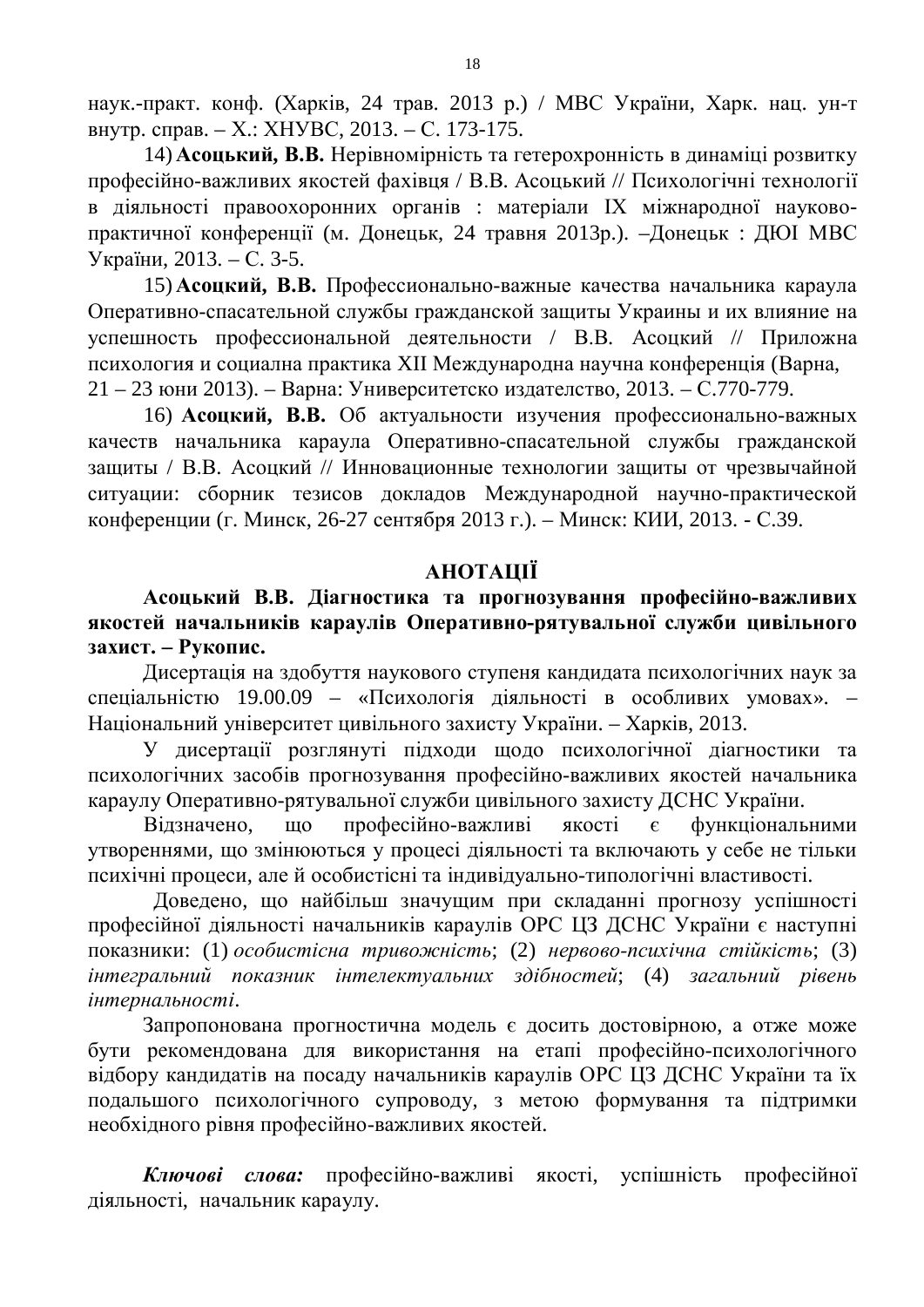наук.-практ. конф. (Харків, 24 трав. 2013 р.) / МВС України, Харк. нац. ун-т внутр. справ. – Х.: ХНУВС, 2013. – С. 173-175.

14) **Асоцький, В.В.** Нерівномірність та гетерохронність в динаміці розвитку професійно-важливих якостей фахівця / В.В. Асоцький // Психологічні технології в діяльності правоохоронних органів : матеріали IX міжнародної науково-практичної конференції (м. Донецьк, 24 травня 2013р.). –Донецьк : ДЮІ МВС України, 2013. – С. 3-5.

15) **Асоцкий, В.В.** Профессионально-важные качества начальника караула Оперативно-спасательной службы гражданской защиты Украины и их влияние на успешность профессиональной деятельности / В.В. Асоцкий // Приложна психология и социална практика XII Международна научна конференція (Варна, 21 – 23 юни 2013). – Варна: Университетско издателство, 2013. – С.770-779.

16) **Асоцкий, В.В.** Об актуальности изучения профессионально-важных качеств начальника караула Оперативно-спасательной службы гражданской защиты / В.В. Асоцкий // Инновационные технологии защиты от чрезвычайной ситуации: сборник тезисов докладов Международной научно-практической конференции (г. Минск, 26-27 сентября 2013 г.). – Минск: КИИ, 2013. - С.39.

## АНОТАЦІЇ

**Асоцький В.В. Діагностика та прогнозування професійно-важливих якостей начальників караулів Оперативно-рятувальної служби цивільного захист. – Рукопис.**

Дисертація на здобуття наукового ступеня кандидата психологічних наук за спеціальністю 19.00.09 – «Психологія діяльності в особливих умовах». – Національний університет цивільного захисту України. – Харків, 2013.

У дисертації розглянуті підходи щодо психологічної діагностики та психологічних засобів прогнозування професійно-важливих якостей начальника караулу Оперативно-рятувальної служби цивільного захисту ДСНС України.

Відзначено, що професійно-важливі якості є функціональними утвореннями, що змінюються у процесі діяльності та включають у себе не тільки психічні процеси, але й особистісні та індивідуально-типологічні властивості.

Доведено, що найбільш значущим при складанні прогнозу успішності професійної діяльності начальників караулів ОРС ЦЗ ДСНС України є наступні показники: (1) *особистісна тривожність*; (2) *нервово-психічна стійкість*; (3) *інтегральний показник інтелектуальних здібностей*; (4) *загальний рівень інтернальності*.

Запропонована прогностична модель є досить достовірною, а отже може бути рекомендована для використання на етапі професійно-психологічного відбору кандидатів на посаду начальників караулів ОРС ЦЗ ДСНС України та їх подальшого психологічного супроводу, з метою формування та підтримки необхідного рівня професійно-важливих якостей.

***Ключові слова:*** професійно-важливі якості, успішність професійної діяльності, начальник караулу.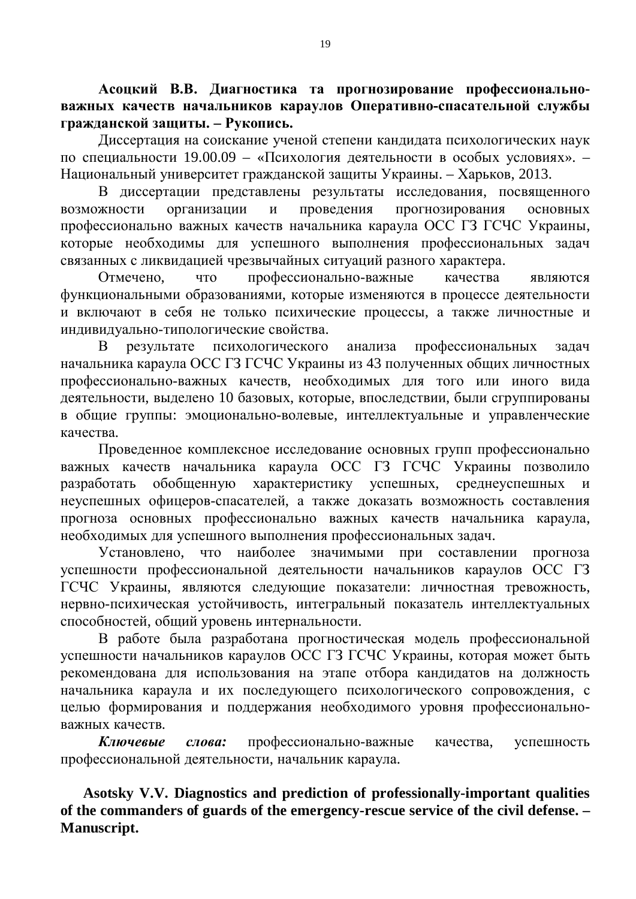**Асоцкий В.В. Диагностика та прогнозирование профессионально-важных качеств начальников караулов Оперативно-спасательной службы гражданской защиты. – Рукопись.**

Диссертация на соискание ученой степени кандидата психологических наук по специальности 19.00.09 – «Психология деятельности в особых условиях». – Национальный университет гражданской защиты Украины. – Харьков, 2013.

В диссертации представлены результаты исследования, посвященного возможности организации и проведения прогнозирования основных профессионально важных качеств начальника караула ОСС ГЗ ГСЧС Украины, которые необходимы для успешного выполнения профессиональных задач связанных с ликвидацией чрезвычайных ситуаций разного характера.

Отмечено, что профессионально-важные качества являются функциональными образованиями, которые изменяются в процессе деятельности и включают в себя не только психические процессы, а также личностные и индивидуально-типологические свойства.

В результате психологического анализа профессиональных задач начальника караула ОСС ГЗ ГСЧС Украины из 43 полученных общих личностных профессионально-важных качеств, необходимых для того или иного вида деятельности, выделено 10 базовых, которые, впоследствии, были сгруппированы в общие группы: эмоционально-волевые, интеллектуальные и управленческие качества.

Проведенное комплексное исследование основных групп профессионально важных качеств начальника караула ОСС ГЗ ГСЧС Украины позволило разработать обобщенную характеристику успешных, среднеуспешных и неуспешных офицеров-спасателей, а также доказать возможность составления прогноза основных профессионально важных качеств начальника караула, необходимых для успешного выполнения профессиональных задач.

Установлено, что наиболее значимыми при составлении прогноза успешности профессиональной деятельности начальников караулов ОСС ГЗ ГСЧС Украины, являются следующие показатели: личностная тревожность, нервно-психическая устойчивость, интегральный показатель интеллектуальных способностей, общий уровень интернальности.

В работе была разработана прогностическая модель профессиональной успешности начальников караулов ОСС ГЗ ГСЧС Украины, которая может быть рекомендована для использования на этапе отбора кандидатов на должность начальника караула и их последующего психологического сопровождения, с целью формирования и поддержания необходимого уровня профессионально-важных качеств.

***Ключевые слова:*** профессионально-важные качества, успешность профессиональной деятельности, начальник караула.

**Asotsky V.V. Diagnostics and prediction of professionally-important qualities of the commanders of guards of the emergency-rescue service of the civil defense. – Manuscript.**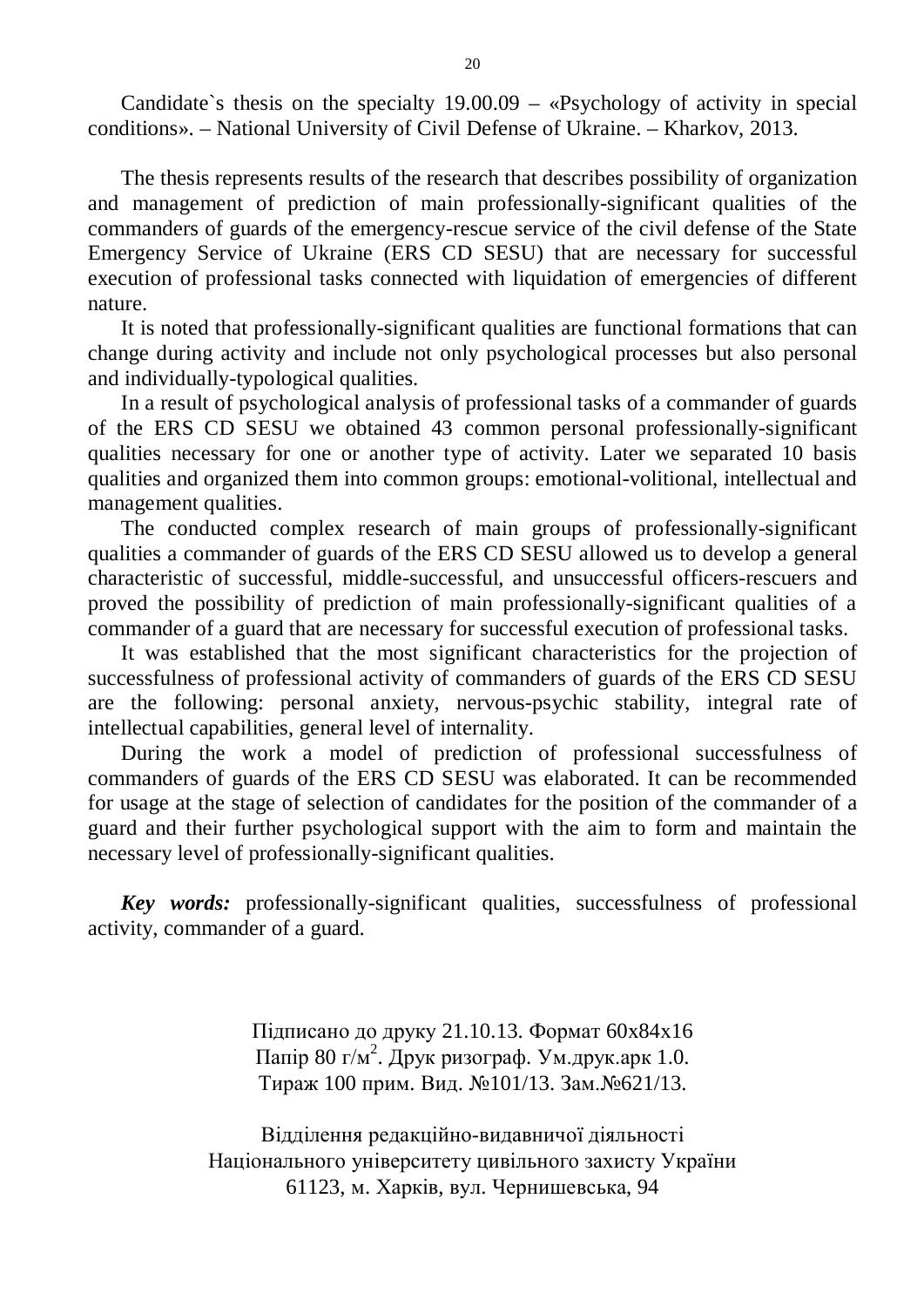Candidate`s thesis on the specialty 19.00.09 – «Psychology of activity in special conditions». – National University of Civil Defense of Ukraine. – Kharkov, 2013.

The thesis represents results of the research that describes possibility of organization and management of prediction of main professionally-significant qualities of the commanders of guards of the emergency-rescue service of the civil defense of the State Emergency Service of Ukraine (ERS CD SESU) that are necessary for successful execution of professional tasks connected with liquidation of emergencies of different nature.

It is noted that professionally-significant qualities are functional formations that can change during activity and include not only psychological processes but also personal and individually-typological qualities.

In a result of psychological analysis of professional tasks of a commander of guards of the ERS CD SESU we obtained 43 common personal professionally-significant qualities necessary for one or another type of activity. Later we separated 10 basis qualities and organized them into common groups: emotional-volitional, intellectual and management qualities.

The conducted complex research of main groups of professionally-significant qualities a commander of guards of the ERS CD SESU allowed us to develop a general characteristic of successful, middle-successful, and unsuccessful officers-rescuers and proved the possibility of prediction of main professionally-significant qualities of a commander of a guard that are necessary for successful execution of professional tasks.

It was established that the most significant characteristics for the projection of successfulness of professional activity of commanders of guards of the ERS CD SESU are the following: personal anxiety, nervous-psychic stability, integral rate of intellectual capabilities, general level of internality.

During the work a model of prediction of professional successfulness of commanders of guards of the ERS CD SESU was elaborated. It can be recommended for usage at the stage of selection of candidates for the position of the commander of a guard and their further psychological support with the aim to form and maintain the necessary level of professionally-significant qualities.

***Key words:*** professionally-significant qualities, successfulness of professional activity, commander of a guard.

Підписано до друку 21.10.13. Формат 60х84х16
Папір 80 г/м$^2$. Друк ризограф. Ум.друк.арк 1.0.
Тираж 100 прим. Вид. №101/13. Зам.№621/13.

Відділення редакційно-видавничої діяльності
Національного університету цивільного захисту України
61123, м. Харків, вул. Чернишевська, 94